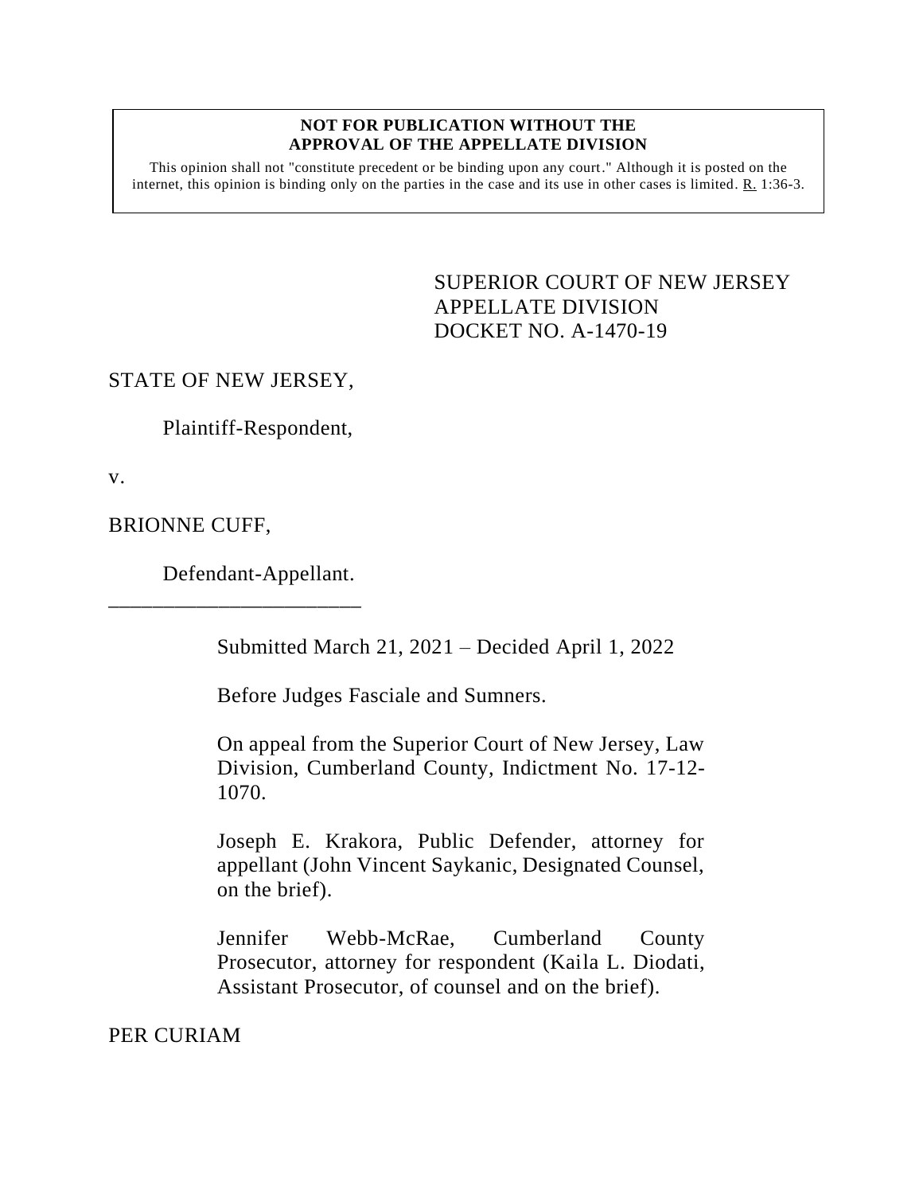**NOT FOR PUBLICATION WITHOUT THE APPROVAL OF THE APPELLATE DIVISION**

This opinion shall not "constitute precedent or be binding upon any court." Although it is posted on the internet, this opinion is binding only on the parties in the case and its use in other cases is limited. R. 1:36-3.

SUPERIOR COURT OF NEW JERSEY
APPELLATE DIVISION
DOCKET NO. A-1470-19

STATE OF NEW JERSEY,

Plaintiff-Respondent,

v.

BRIONNE CUFF,

Defendant-Appellant.

\_\_\_\_\_\_\_\_\_\_\_\_\_\_\_\_\_\_\_\_\_\_\_\_\_\_

Submitted March 21, 2021 – Decided April 1, 2022

Before Judges Fasciale and Sumners.

On appeal from the Superior Court of New Jersey, Law Division, Cumberland County, Indictment No. 17-12-1070.

Joseph E. Krakora, Public Defender, attorney for appellant (John Vincent Saykanic, Designated Counsel, on the brief).

Jennifer Webb-McRae, Cumberland County Prosecutor, attorney for respondent (Kaila L. Diodati, Assistant Prosecutor, of counsel and on the brief).

PER CURIAM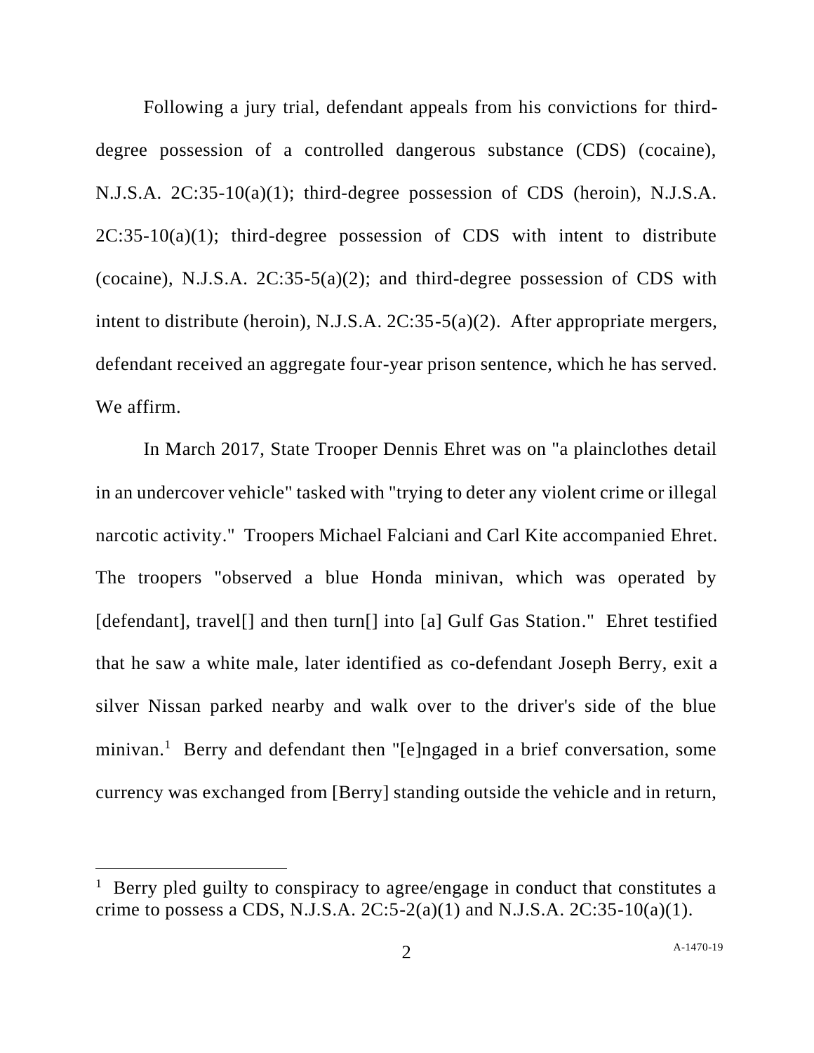Following a jury trial, defendant appeals from his convictions for third-degree possession of a controlled dangerous substance (CDS) (cocaine), N.J.S.A. 2C:35-10(a)(1); third-degree possession of CDS (heroin), N.J.S.A. 2C:35-10(a)(1); third-degree possession of CDS with intent to distribute (cocaine), N.J.S.A. 2C:35-5(a)(2); and third-degree possession of CDS with intent to distribute (heroin), N.J.S.A. 2C:35-5(a)(2). After appropriate mergers, defendant received an aggregate four-year prison sentence, which he has served. We affirm.

In March 2017, State Trooper Dennis Ehret was on "a plainclothes detail in an undercover vehicle" tasked with "trying to deter any violent crime or illegal narcotic activity." Troopers Michael Falciani and Carl Kite accompanied Ehret. The troopers "observed a blue Honda minivan, which was operated by [defendant], travel[] and then turn[] into [a] Gulf Gas Station." Ehret testified that he saw a white male, later identified as co-defendant Joseph Berry, exit a silver Nissan parked nearby and walk over to the driver's side of the blue minivan.[1] Berry and defendant then "[e]ngaged in a brief conversation, some currency was exchanged from [Berry] standing outside the vehicle and in return,

[1] Berry pled guilty to conspiracy to agree/engage in conduct that constitutes a crime to possess a CDS, N.J.S.A. 2C:5-2(a)(1) and N.J.S.A. 2C:35-10(a)(1).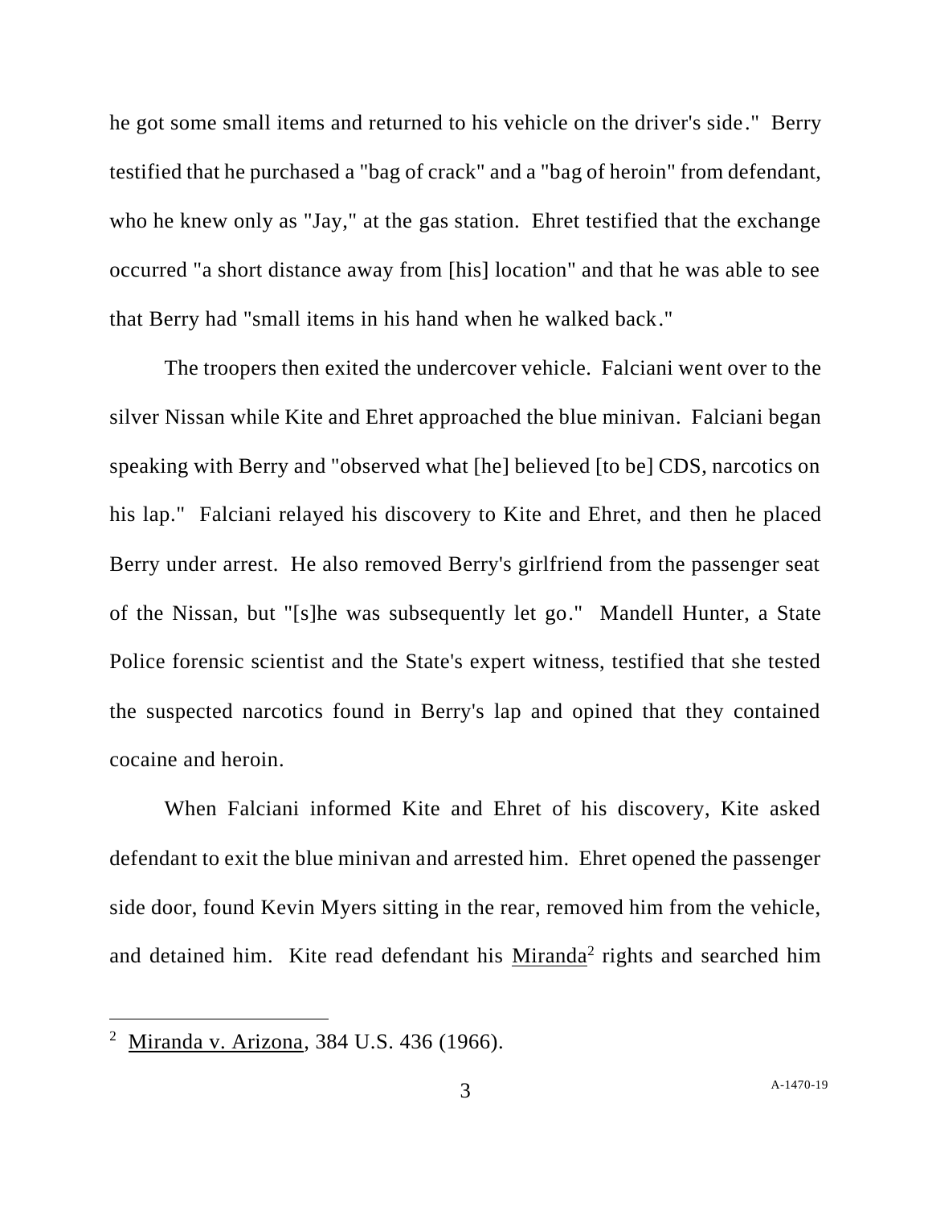he got some small items and returned to his vehicle on the driver's side." Berry testified that he purchased a "bag of crack" and a "bag of heroin" from defendant, who he knew only as "Jay," at the gas station. Ehret testified that the exchange occurred "a short distance away from [his] location" and that he was able to see that Berry had "small items in his hand when he walked back."

The troopers then exited the undercover vehicle. Falciani went over to the silver Nissan while Kite and Ehret approached the blue minivan. Falciani began speaking with Berry and "observed what [he] believed [to be] CDS, narcotics on his lap." Falciani relayed his discovery to Kite and Ehret, and then he placed Berry under arrest. He also removed Berry's girlfriend from the passenger seat of the Nissan, but "[s]he was subsequently let go." Mandell Hunter, a State Police forensic scientist and the State's expert witness, testified that she tested the suspected narcotics found in Berry's lap and opined that they contained cocaine and heroin.

When Falciani informed Kite and Ehret of his discovery, Kite asked defendant to exit the blue minivan and arrested him. Ehret opened the passenger side door, found Kevin Myers sitting in the rear, removed him from the vehicle, and detained him. Kite read defendant his Miranda[2] rights and searched him

---

[2] Miranda v. Arizona, 384 U.S. 436 (1966).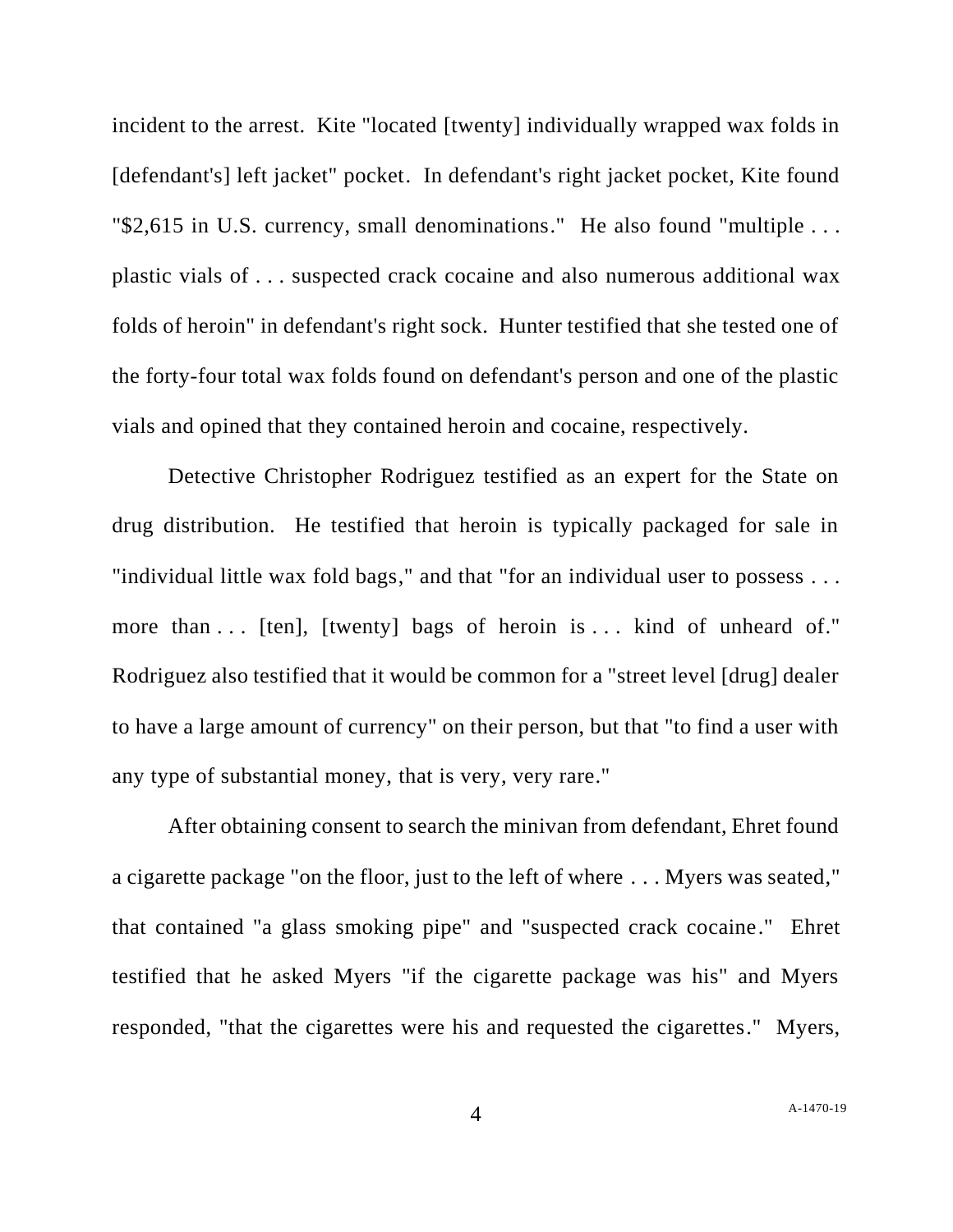incident to the arrest. Kite "located [twenty] individually wrapped wax folds in [defendant's] left jacket" pocket. In defendant's right jacket pocket, Kite found "$2,615 in U.S. currency, small denominations." He also found "multiple . . . plastic vials of . . . suspected crack cocaine and also numerous additional wax folds of heroin" in defendant's right sock. Hunter testified that she tested one of the forty-four total wax folds found on defendant's person and one of the plastic vials and opined that they contained heroin and cocaine, respectively.

Detective Christopher Rodriguez testified as an expert for the State on drug distribution. He testified that heroin is typically packaged for sale in "individual little wax fold bags," and that "for an individual user to possess . . . more than . . . [ten], [twenty] bags of heroin is . . . kind of unheard of." Rodriguez also testified that it would be common for a "street level [drug] dealer to have a large amount of currency" on their person, but that "to find a user with any type of substantial money, that is very, very rare."

After obtaining consent to search the minivan from defendant, Ehret found a cigarette package "on the floor, just to the left of where . . . Myers was seated," that contained "a glass smoking pipe" and "suspected crack cocaine." Ehret testified that he asked Myers "if the cigarette package was his" and Myers responded, "that the cigarettes were his and requested the cigarettes." Myers,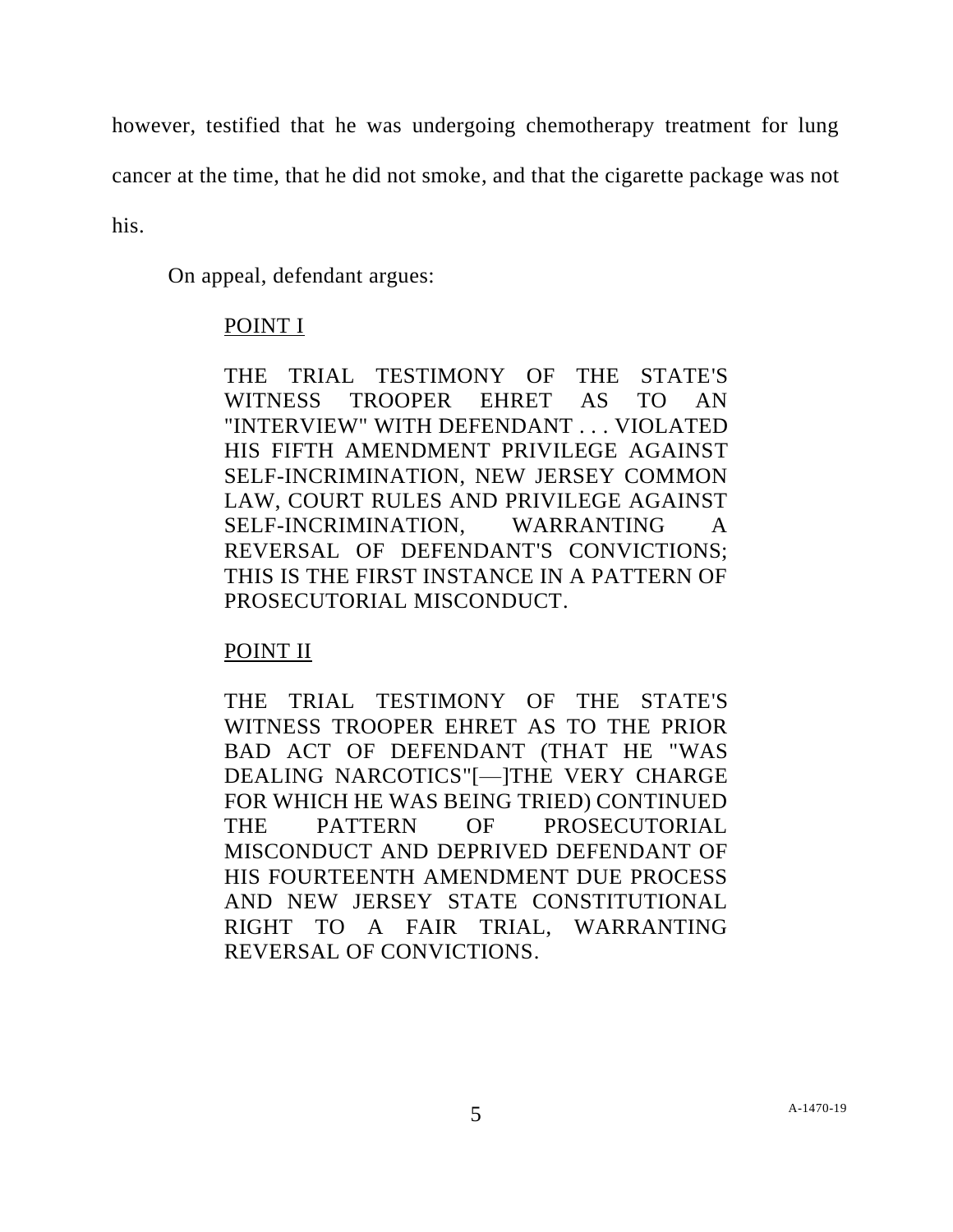however, testified that he was undergoing chemotherapy treatment for lung cancer at the time, that he did not smoke, and that the cigarette package was not his.

On appeal, defendant argues:

> <u>POINT I</u>
>
> THE TRIAL TESTIMONY OF THE STATE'S WITNESS TROOPER EHRET AS TO AN "INTERVIEW" WITH DEFENDANT . . . VIOLATED HIS FIFTH AMENDMENT PRIVILEGE AGAINST SELF-INCRIMINATION, NEW JERSEY COMMON LAW, COURT RULES AND PRIVILEGE AGAINST SELF-INCRIMINATION, WARRANTING A REVERSAL OF DEFENDANT'S CONVICTIONS; THIS IS THE FIRST INSTANCE IN A PATTERN OF PROSECUTORIAL MISCONDUCT.
>
> <u>POINT II</u>
>
> THE TRIAL TESTIMONY OF THE STATE'S WITNESS TROOPER EHRET AS TO THE PRIOR BAD ACT OF DEFENDANT (THAT HE "WAS DEALING NARCOTICS"[—]THE VERY CHARGE FOR WHICH HE WAS BEING TRIED) CONTINUED THE PATTERN OF PROSECUTORIAL MISCONDUCT AND DEPRIVED DEFENDANT OF HIS FOURTEENTH AMENDMENT DUE PROCESS AND NEW JERSEY STATE CONSTITUTIONAL RIGHT TO A FAIR TRIAL, WARRANTING REVERSAL OF CONVICTIONS.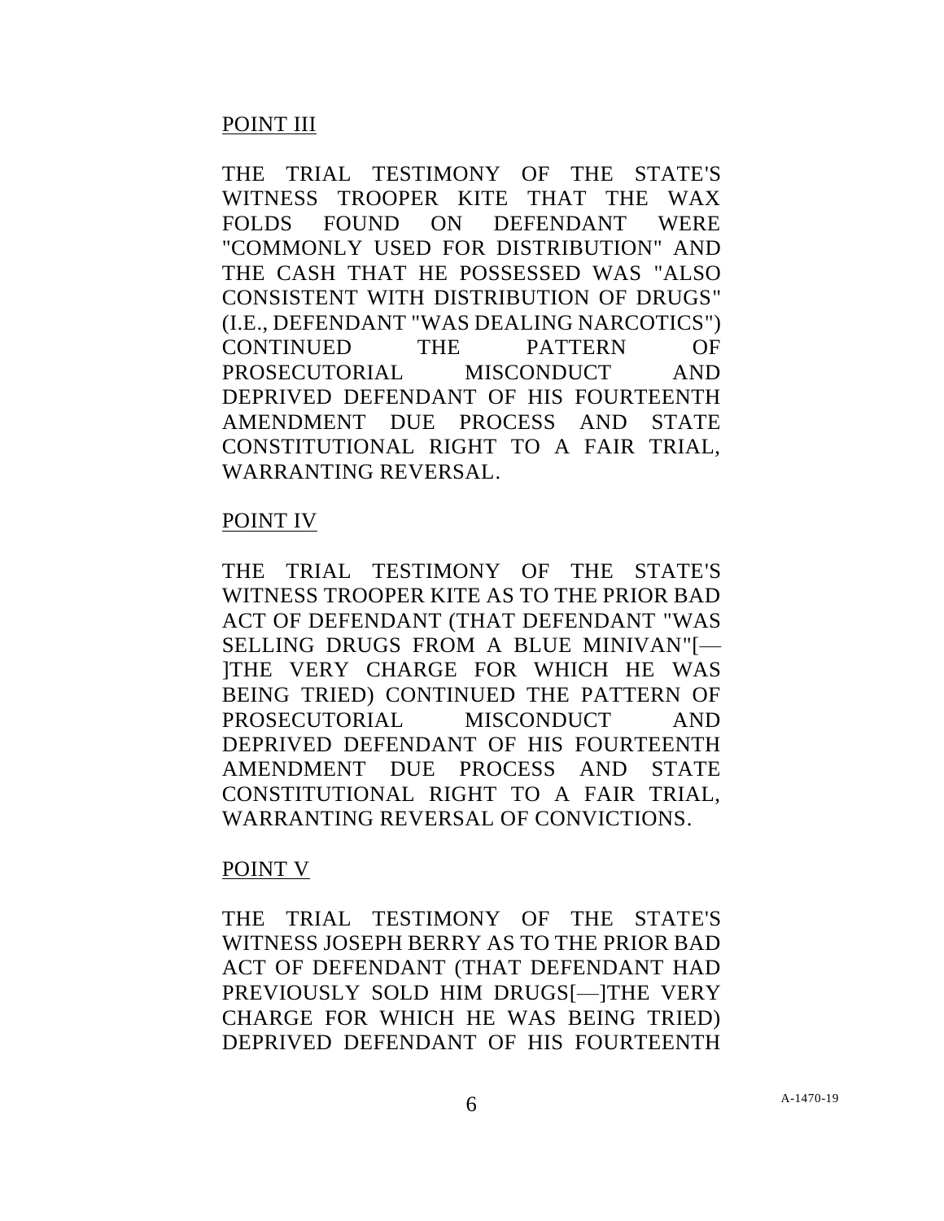POINT III

THE TRIAL TESTIMONY OF THE STATE'S WITNESS TROOPER KITE THAT THE WAX FOLDS FOUND ON DEFENDANT WERE "COMMONLY USED FOR DISTRIBUTION" AND THE CASH THAT HE POSSESSED WAS "ALSO CONSISTENT WITH DISTRIBUTION OF DRUGS" (I.E., DEFENDANT "WAS DEALING NARCOTICS") CONTINUED THE PATTERN OF PROSECUTORIAL MISCONDUCT AND DEPRIVED DEFENDANT OF HIS FOURTEENTH AMENDMENT DUE PROCESS AND STATE CONSTITUTIONAL RIGHT TO A FAIR TRIAL, WARRANTING REVERSAL.

POINT IV

THE TRIAL TESTIMONY OF THE STATE'S WITNESS TROOPER KITE AS TO THE PRIOR BAD ACT OF DEFENDANT (THAT DEFENDANT "WAS SELLING DRUGS FROM A BLUE MINIVAN"[—]THE VERY CHARGE FOR WHICH HE WAS BEING TRIED) CONTINUED THE PATTERN OF PROSECUTORIAL MISCONDUCT AND DEPRIVED DEFENDANT OF HIS FOURTEENTH AMENDMENT DUE PROCESS AND STATE CONSTITUTIONAL RIGHT TO A FAIR TRIAL, WARRANTING REVERSAL OF CONVICTIONS.

POINT V

THE TRIAL TESTIMONY OF THE STATE'S WITNESS JOSEPH BERRY AS TO THE PRIOR BAD ACT OF DEFENDANT (THAT DEFENDANT HAD PREVIOUSLY SOLD HIM DRUGS[—]THE VERY CHARGE FOR WHICH HE WAS BEING TRIED) DEPRIVED DEFENDANT OF HIS FOURTEENTH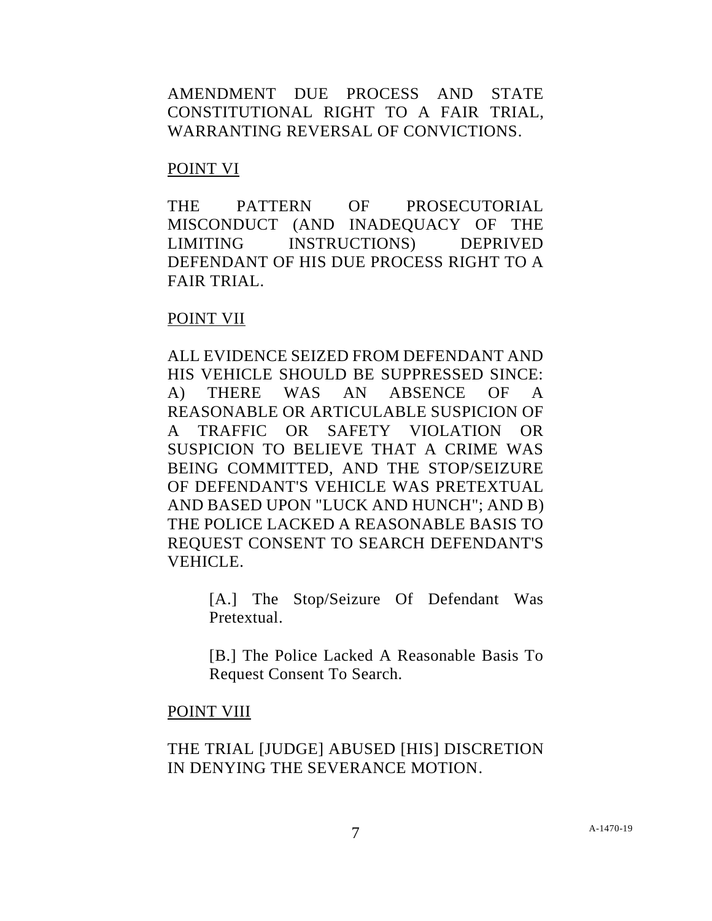AMENDMENT DUE PROCESS AND STATE CONSTITUTIONAL RIGHT TO A FAIR TRIAL, WARRANTING REVERSAL OF CONVICTIONS.

POINT VI

THE PATTERN OF PROSECUTORIAL MISCONDUCT (AND INADEQUACY OF THE LIMITING INSTRUCTIONS) DEPRIVED DEFENDANT OF HIS DUE PROCESS RIGHT TO A FAIR TRIAL.

POINT VII

ALL EVIDENCE SEIZED FROM DEFENDANT AND HIS VEHICLE SHOULD BE SUPPRESSED SINCE: A) THERE WAS AN ABSENCE OF A REASONABLE OR ARTICULABLE SUSPICION OF A TRAFFIC OR SAFETY VIOLATION OR SUSPICION TO BELIEVE THAT A CRIME WAS BEING COMMITTED, AND THE STOP/SEIZURE OF DEFENDANT'S VEHICLE WAS PRETEXTUAL AND BASED UPON "LUCK AND HUNCH"; AND B) THE POLICE LACKED A REASONABLE BASIS TO REQUEST CONSENT TO SEARCH DEFENDANT'S VEHICLE.

> [A.] The Stop/Seizure Of Defendant Was Pretextual.
>
> [B.] The Police Lacked A Reasonable Basis To Request Consent To Search.

POINT VIII

THE TRIAL [JUDGE] ABUSED [HIS] DISCRETION IN DENYING THE SEVERANCE MOTION.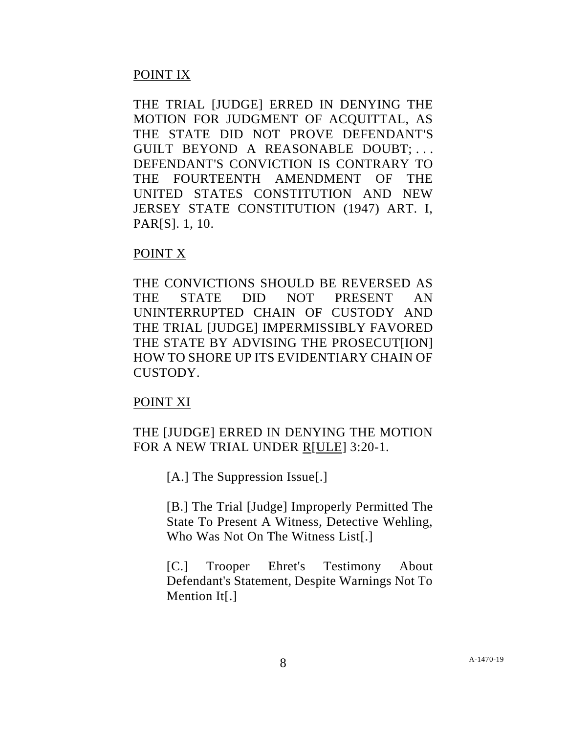POINT IX

THE TRIAL [JUDGE] ERRED IN DENYING THE MOTION FOR JUDGMENT OF ACQUITTAL, AS THE STATE DID NOT PROVE DEFENDANT'S GUILT BEYOND A REASONABLE DOUBT; . . . DEFENDANT'S CONVICTION IS CONTRARY TO THE FOURTEENTH AMENDMENT OF THE UNITED STATES CONSTITUTION AND NEW JERSEY STATE CONSTITUTION (1947) ART. I, PAR[S]. 1, 10.

POINT X

THE CONVICTIONS SHOULD BE REVERSED AS THE STATE DID NOT PRESENT AN UNINTERRUPTED CHAIN OF CUSTODY AND THE TRIAL [JUDGE] IMPERMISSIBLY FAVORED THE STATE BY ADVISING THE PROSECUT[ION] HOW TO SHORE UP ITS EVIDENTIARY CHAIN OF CUSTODY.

POINT XI

THE [JUDGE] ERRED IN DENYING THE MOTION FOR A NEW TRIAL UNDER R[ULE] 3:20-1.

[A.] The Suppression Issue[.]

[B.] The Trial [Judge] Improperly Permitted The State To Present A Witness, Detective Wehling, Who Was Not On The Witness List[.]

[C.] Trooper Ehret's Testimony About Defendant's Statement, Despite Warnings Not To Mention It[.]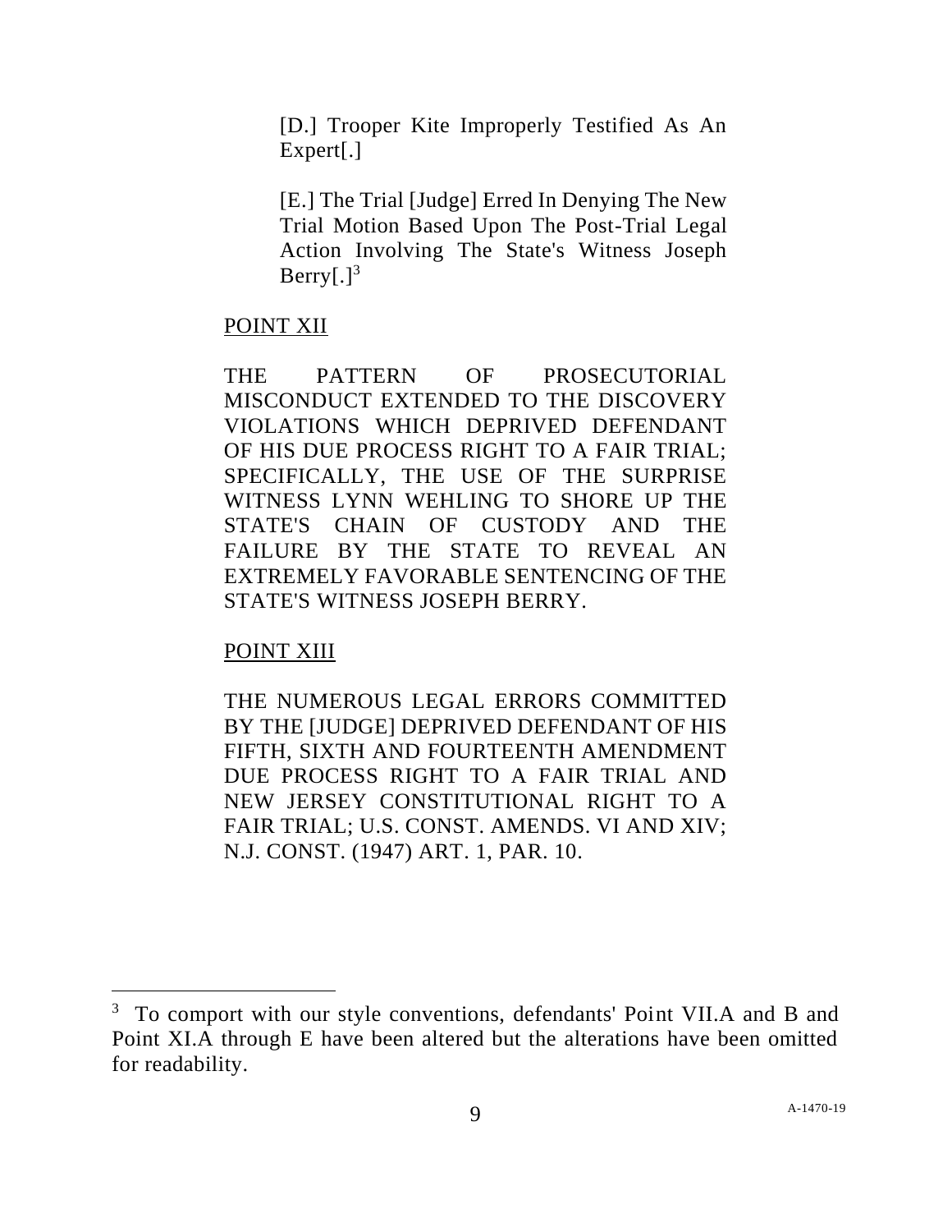[D.] Trooper Kite Improperly Testified As An Expert[.]

[E.] The Trial [Judge] Erred In Denying The New Trial Motion Based Upon The Post-Trial Legal Action Involving The State's Witness Joseph Berry[.][3]

POINT XII

THE PATTERN OF PROSECUTORIAL MISCONDUCT EXTENDED TO THE DISCOVERY VIOLATIONS WHICH DEPRIVED DEFENDANT OF HIS DUE PROCESS RIGHT TO A FAIR TRIAL; SPECIFICALLY, THE USE OF THE SURPRISE WITNESS LYNN WEHLING TO SHORE UP THE STATE'S CHAIN OF CUSTODY AND THE FAILURE BY THE STATE TO REVEAL AN EXTREMELY FAVORABLE SENTENCING OF THE STATE'S WITNESS JOSEPH BERRY.

POINT XIII

THE NUMEROUS LEGAL ERRORS COMMITTED BY THE [JUDGE] DEPRIVED DEFENDANT OF HIS FIFTH, SIXTH AND FOURTEENTH AMENDMENT DUE PROCESS RIGHT TO A FAIR TRIAL AND NEW JERSEY CONSTITUTIONAL RIGHT TO A FAIR TRIAL; U.S. CONST. AMENDS. VI AND XIV; N.J. CONST. (1947) ART. 1, PAR. 10.

---

[3] To comport with our style conventions, defendants' Point VII.A and B and Point XI.A through E have been altered but the alterations have been omitted for readability.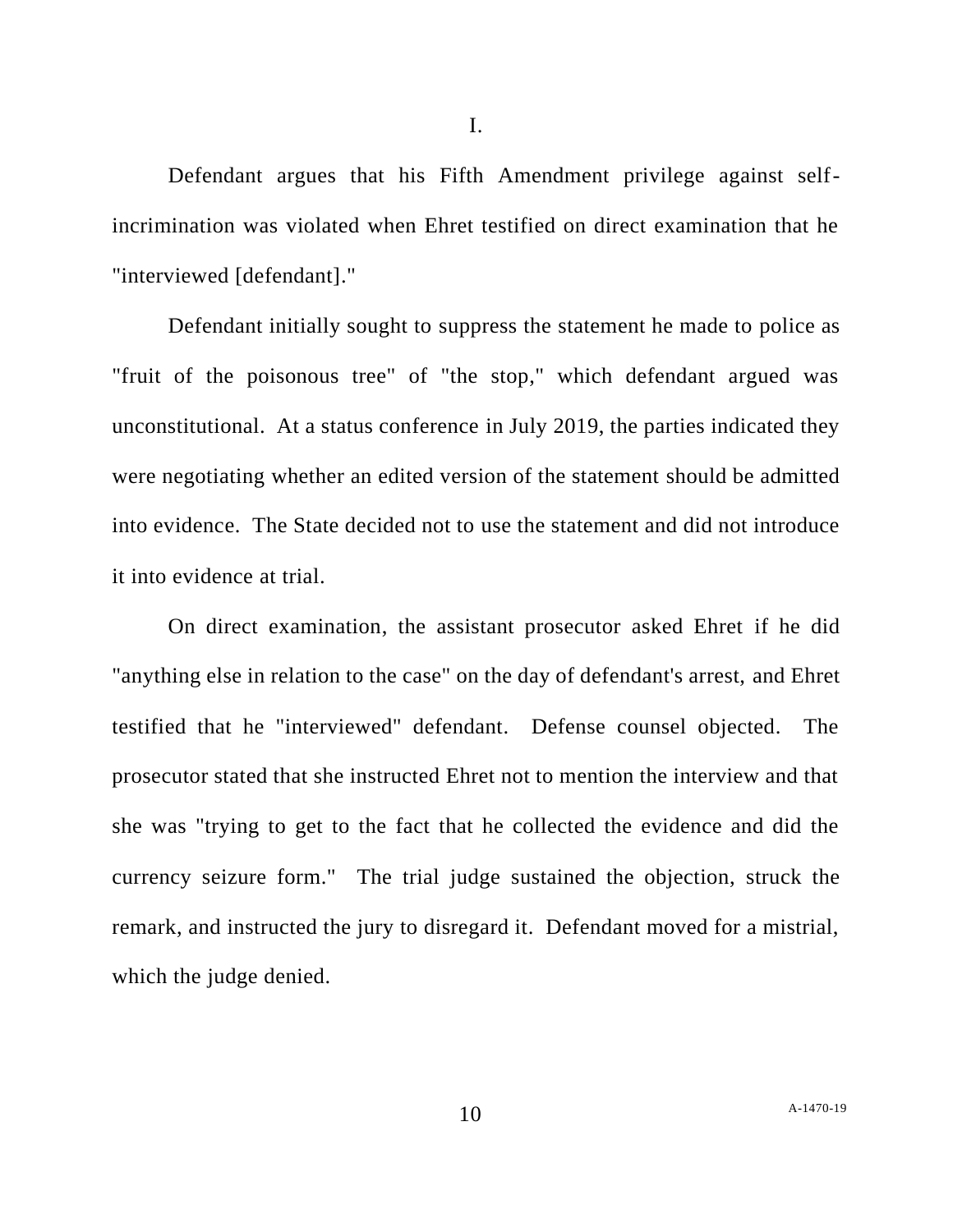# I.

Defendant argues that his Fifth Amendment privilege against self-incrimination was violated when Ehret testified on direct examination that he "interviewed [defendant]."

Defendant initially sought to suppress the statement he made to police as "fruit of the poisonous tree" of "the stop," which defendant argued was unconstitutional. At a status conference in July 2019, the parties indicated they were negotiating whether an edited version of the statement should be admitted into evidence. The State decided not to use the statement and did not introduce it into evidence at trial.

On direct examination, the assistant prosecutor asked Ehret if he did "anything else in relation to the case" on the day of defendant's arrest, and Ehret testified that he "interviewed" defendant. Defense counsel objected. The prosecutor stated that she instructed Ehret not to mention the interview and that she was "trying to get to the fact that he collected the evidence and did the currency seizure form." The trial judge sustained the objection, struck the remark, and instructed the jury to disregard it. Defendant moved for a mistrial, which the judge denied.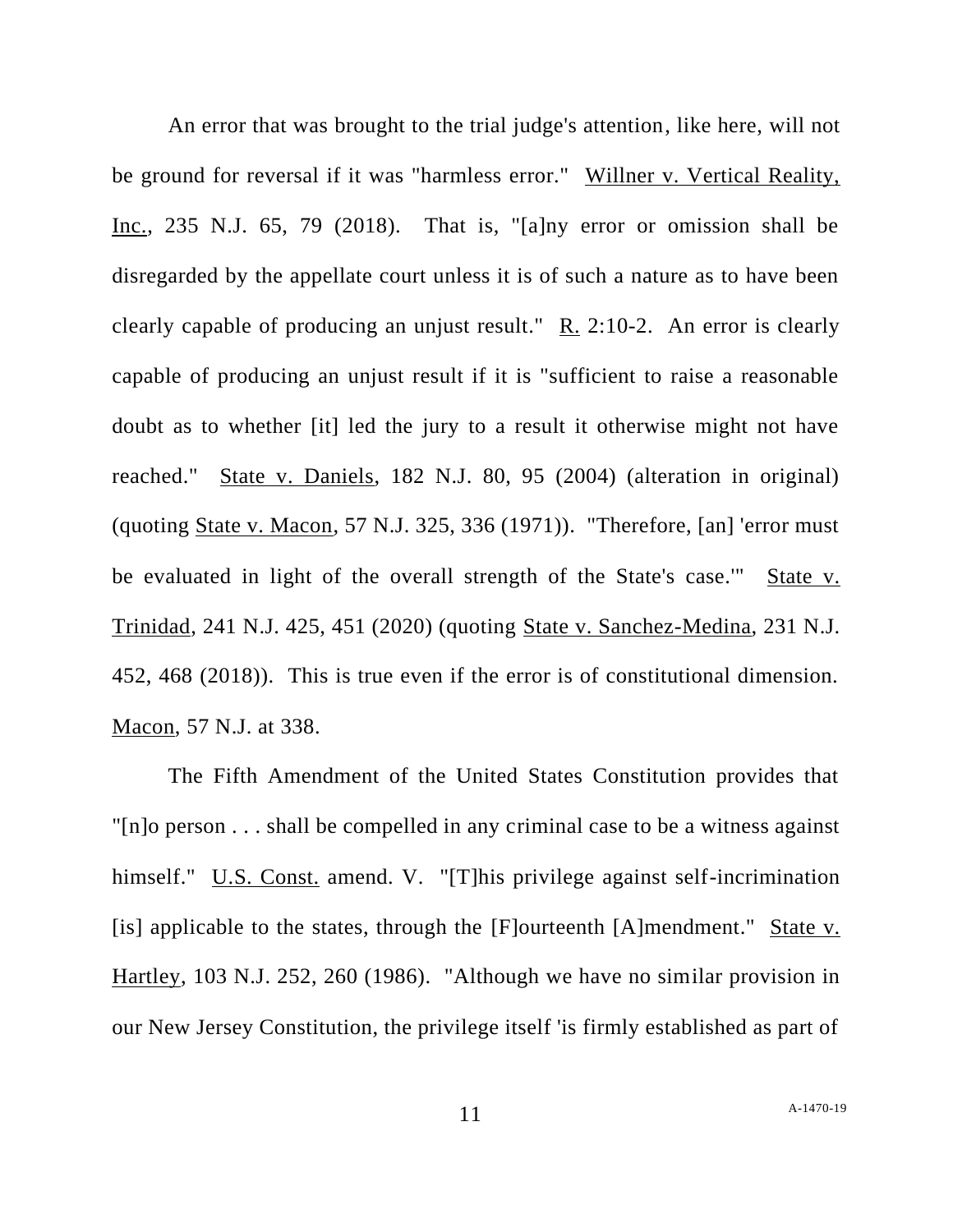An error that was brought to the trial judge's attention, like here, will not be ground for reversal if it was "harmless error." Willner v. Vertical Reality, Inc., 235 N.J. 65, 79 (2018). That is, "[a]ny error or omission shall be disregarded by the appellate court unless it is of such a nature as to have been clearly capable of producing an unjust result." R. 2:10-2. An error is clearly capable of producing an unjust result if it is "sufficient to raise a reasonable doubt as to whether [it] led the jury to a result it otherwise might not have reached." State v. Daniels, 182 N.J. 80, 95 (2004) (alteration in original) (quoting State v. Macon, 57 N.J. 325, 336 (1971)). "Therefore, [an] 'error must be evaluated in light of the overall strength of the State's case.'" State v. Trinidad, 241 N.J. 425, 451 (2020) (quoting State v. Sanchez-Medina, 231 N.J. 452, 468 (2018)). This is true even if the error is of constitutional dimension. Macon, 57 N.J. at 338.

The Fifth Amendment of the United States Constitution provides that "[n]o person . . . shall be compelled in any criminal case to be a witness against himself." U.S. Const. amend. V. "[T]his privilege against self-incrimination [is] applicable to the states, through the [F]ourteenth [A]mendment." State v. Hartley, 103 N.J. 252, 260 (1986). "Although we have no similar provision in our New Jersey Constitution, the privilege itself 'is firmly established as part of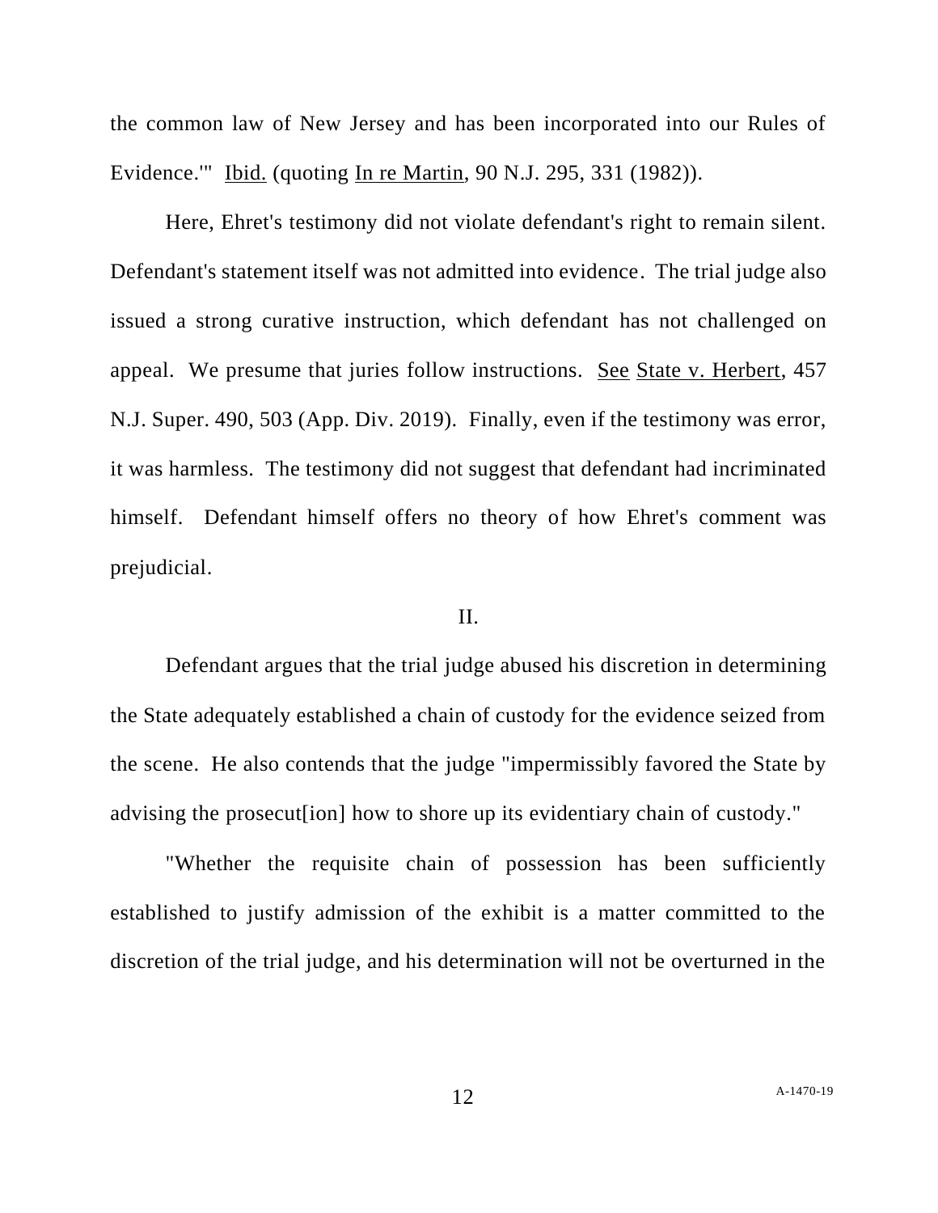the common law of New Jersey and has been incorporated into our Rules of Evidence.'" Ibid. (quoting In re Martin, 90 N.J. 295, 331 (1982)).

Here, Ehret's testimony did not violate defendant's right to remain silent. Defendant's statement itself was not admitted into evidence. The trial judge also issued a strong curative instruction, which defendant has not challenged on appeal. We presume that juries follow instructions. See State v. Herbert, 457 N.J. Super. 490, 503 (App. Div. 2019). Finally, even if the testimony was error, it was harmless. The testimony did not suggest that defendant had incriminated himself. Defendant himself offers no theory of how Ehret's comment was prejudicial.

## II.

Defendant argues that the trial judge abused his discretion in determining the State adequately established a chain of custody for the evidence seized from the scene. He also contends that the judge "impermissibly favored the State by advising the prosecut[ion] how to shore up its evidentiary chain of custody."

"Whether the requisite chain of possession has been sufficiently established to justify admission of the exhibit is a matter committed to the discretion of the trial judge, and his determination will not be overturned in the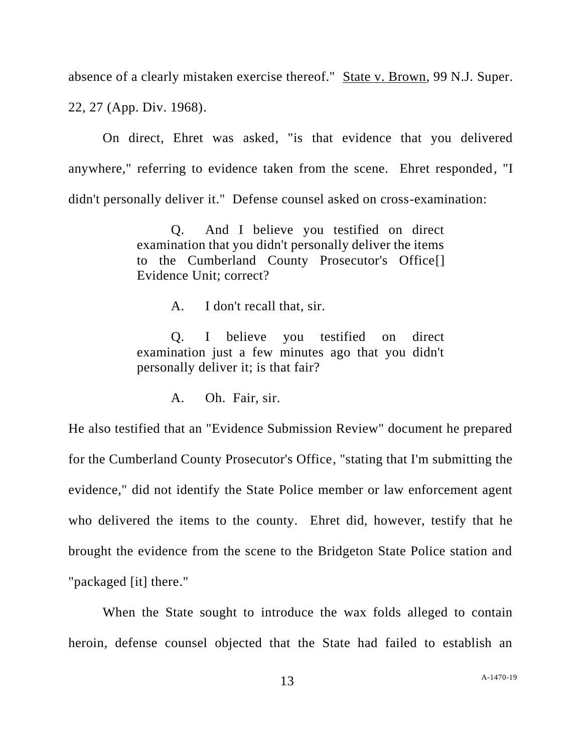absence of a clearly mistaken exercise thereof." State v. Brown, 99 N.J. Super. 22, 27 (App. Div. 1968).

On direct, Ehret was asked, "is that evidence that you delivered anywhere," referring to evidence taken from the scene. Ehret responded, "I didn't personally deliver it." Defense counsel asked on cross-examination:

> Q. And I believe you testified on direct examination that you didn't personally deliver the items to the Cumberland County Prosecutor's Office[] Evidence Unit; correct?
>
> A. I don't recall that, sir.
>
> Q. I believe you testified on direct examination just a few minutes ago that you didn't personally deliver it; is that fair?
>
> A. Oh. Fair, sir.

He also testified that an "Evidence Submission Review" document he prepared for the Cumberland County Prosecutor's Office, "stating that I'm submitting the evidence," did not identify the State Police member or law enforcement agent who delivered the items to the county. Ehret did, however, testify that he brought the evidence from the scene to the Bridgeton State Police station and "packaged [it] there."

When the State sought to introduce the wax folds alleged to contain heroin, defense counsel objected that the State had failed to establish an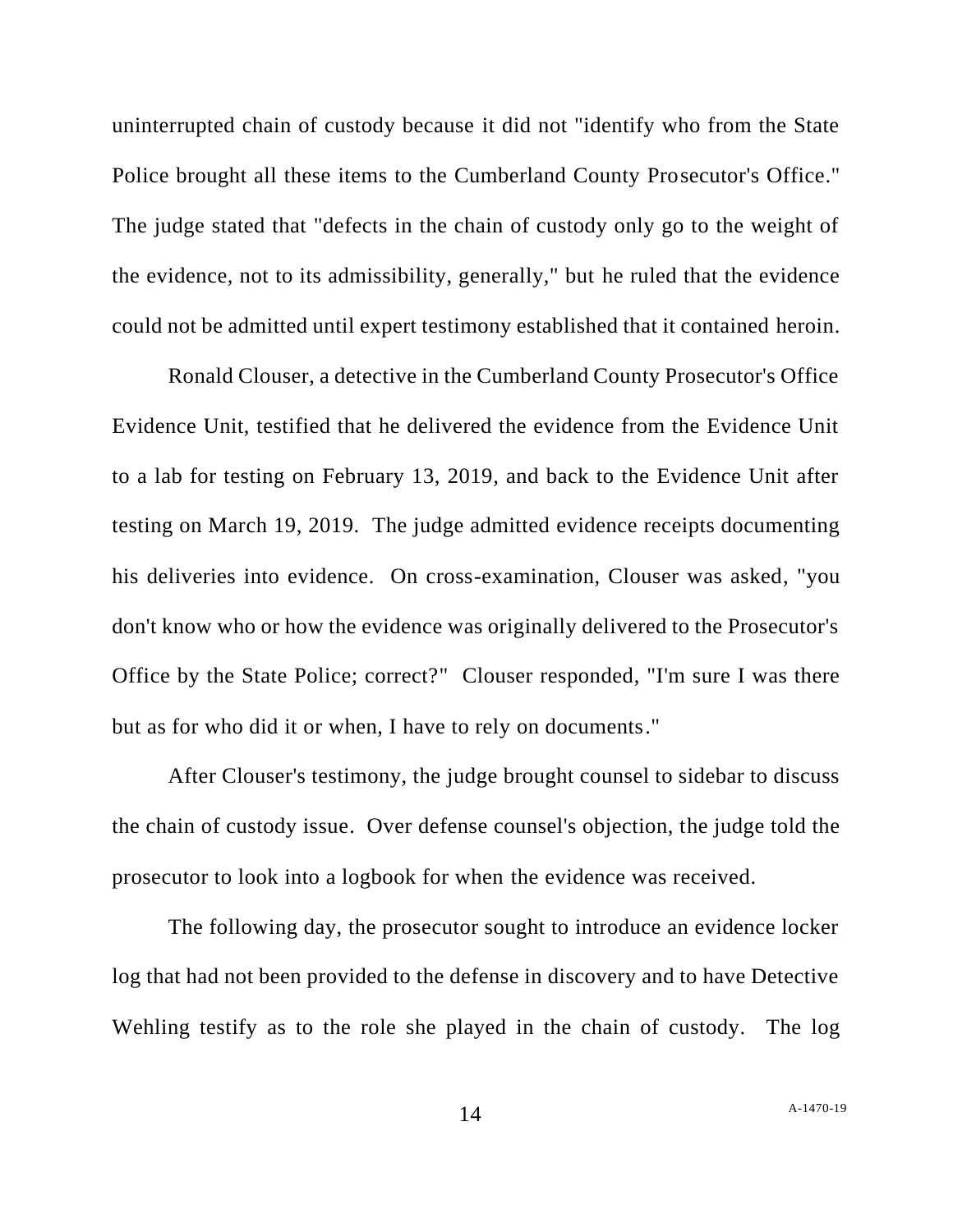uninterrupted chain of custody because it did not "identify who from the State Police brought all these items to the Cumberland County Prosecutor's Office." The judge stated that "defects in the chain of custody only go to the weight of the evidence, not to its admissibility, generally," but he ruled that the evidence could not be admitted until expert testimony established that it contained heroin.

Ronald Clouser, a detective in the Cumberland County Prosecutor's Office Evidence Unit, testified that he delivered the evidence from the Evidence Unit to a lab for testing on February 13, 2019, and back to the Evidence Unit after testing on March 19, 2019. The judge admitted evidence receipts documenting his deliveries into evidence. On cross-examination, Clouser was asked, "you don't know who or how the evidence was originally delivered to the Prosecutor's Office by the State Police; correct?" Clouser responded, "I'm sure I was there but as for who did it or when, I have to rely on documents."

After Clouser's testimony, the judge brought counsel to sidebar to discuss the chain of custody issue. Over defense counsel's objection, the judge told the prosecutor to look into a logbook for when the evidence was received.

The following day, the prosecutor sought to introduce an evidence locker log that had not been provided to the defense in discovery and to have Detective Wehling testify as to the role she played in the chain of custody. The log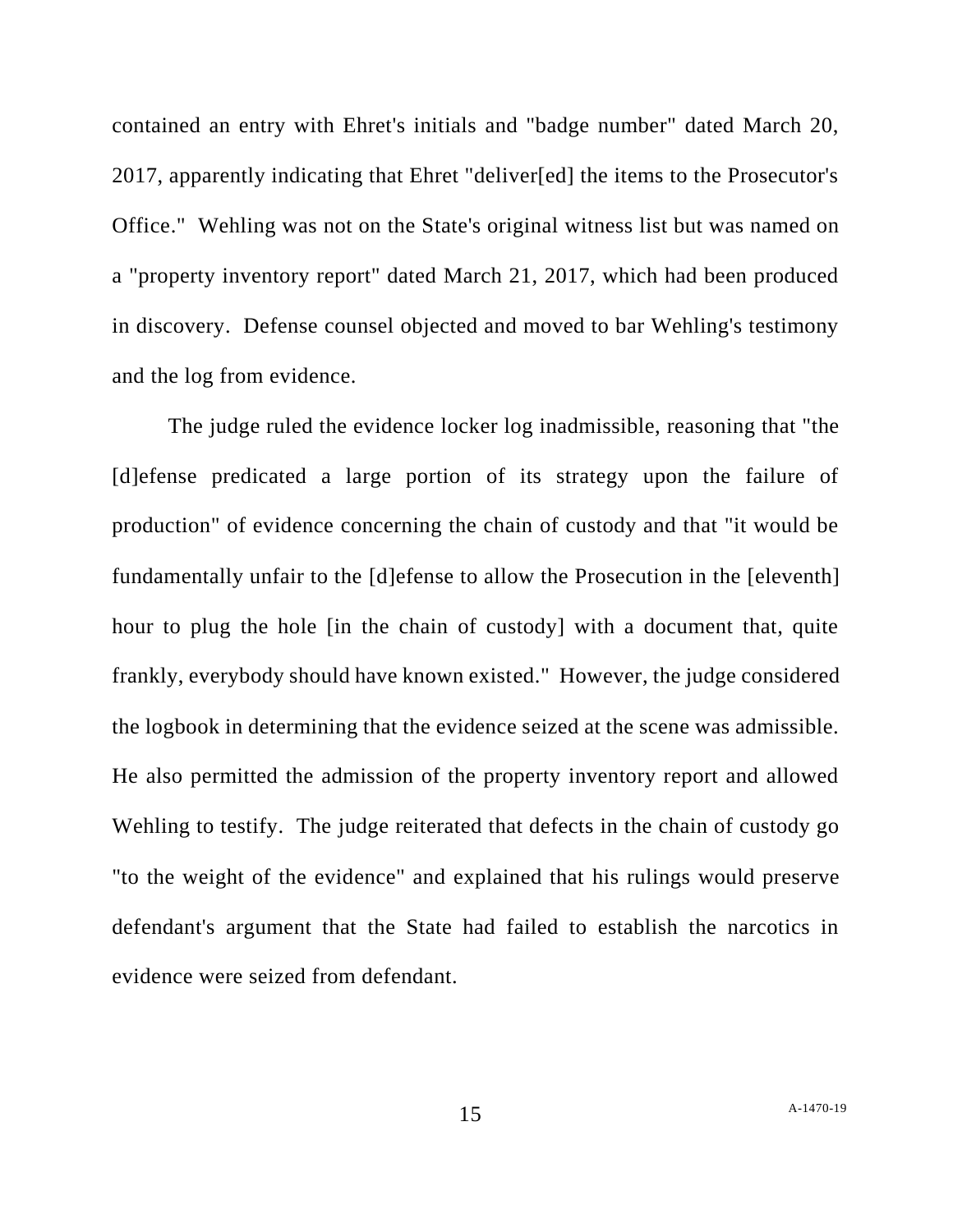contained an entry with Ehret's initials and "badge number" dated March 20, 2017, apparently indicating that Ehret "deliver[ed] the items to the Prosecutor's Office." Wehling was not on the State's original witness list but was named on a "property inventory report" dated March 21, 2017, which had been produced in discovery. Defense counsel objected and moved to bar Wehling's testimony and the log from evidence.

The judge ruled the evidence locker log inadmissible, reasoning that "the [d]efense predicated a large portion of its strategy upon the failure of production" of evidence concerning the chain of custody and that "it would be fundamentally unfair to the [d]efense to allow the Prosecution in the [eleventh] hour to plug the hole [in the chain of custody] with a document that, quite frankly, everybody should have known existed." However, the judge considered the logbook in determining that the evidence seized at the scene was admissible. He also permitted the admission of the property inventory report and allowed Wehling to testify. The judge reiterated that defects in the chain of custody go "to the weight of the evidence" and explained that his rulings would preserve defendant's argument that the State had failed to establish the narcotics in evidence were seized from defendant.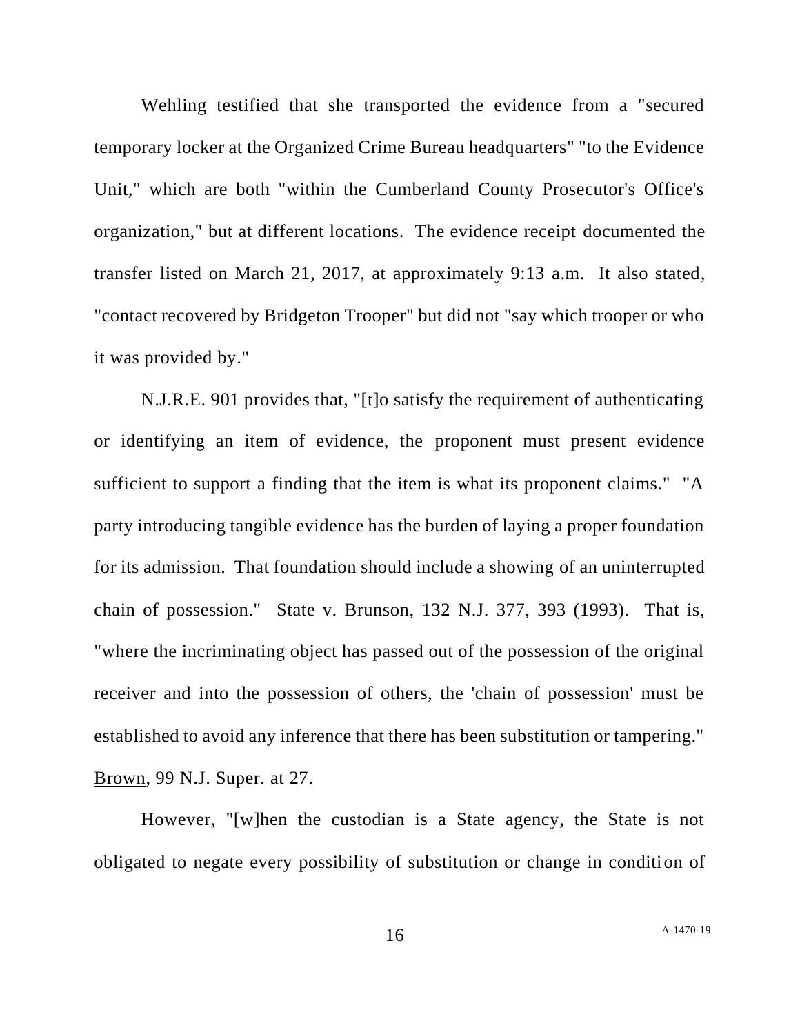Wehling testified that she transported the evidence from a "secured temporary locker at the Organized Crime Bureau headquarters" "to the Evidence Unit," which are both "within the Cumberland County Prosecutor's Office's organization," but at different locations. The evidence receipt documented the transfer listed on March 21, 2017, at approximately 9:13 a.m. It also stated, "contact recovered by Bridgeton Trooper" but did not "say which trooper or who it was provided by."

N.J.R.E. 901 provides that, "[t]o satisfy the requirement of authenticating or identifying an item of evidence, the proponent must present evidence sufficient to support a finding that the item is what its proponent claims." "A party introducing tangible evidence has the burden of laying a proper foundation for its admission. That foundation should include a showing of an uninterrupted chain of possession." State v. Brunson, 132 N.J. 377, 393 (1993). That is, "where the incriminating object has passed out of the possession of the original receiver and into the possession of others, the 'chain of possession' must be established to avoid any inference that there has been substitution or tampering." Brown, 99 N.J. Super. at 27.

However, "[w]hen the custodian is a State agency, the State is not obligated to negate every possibility of substitution or change in condition of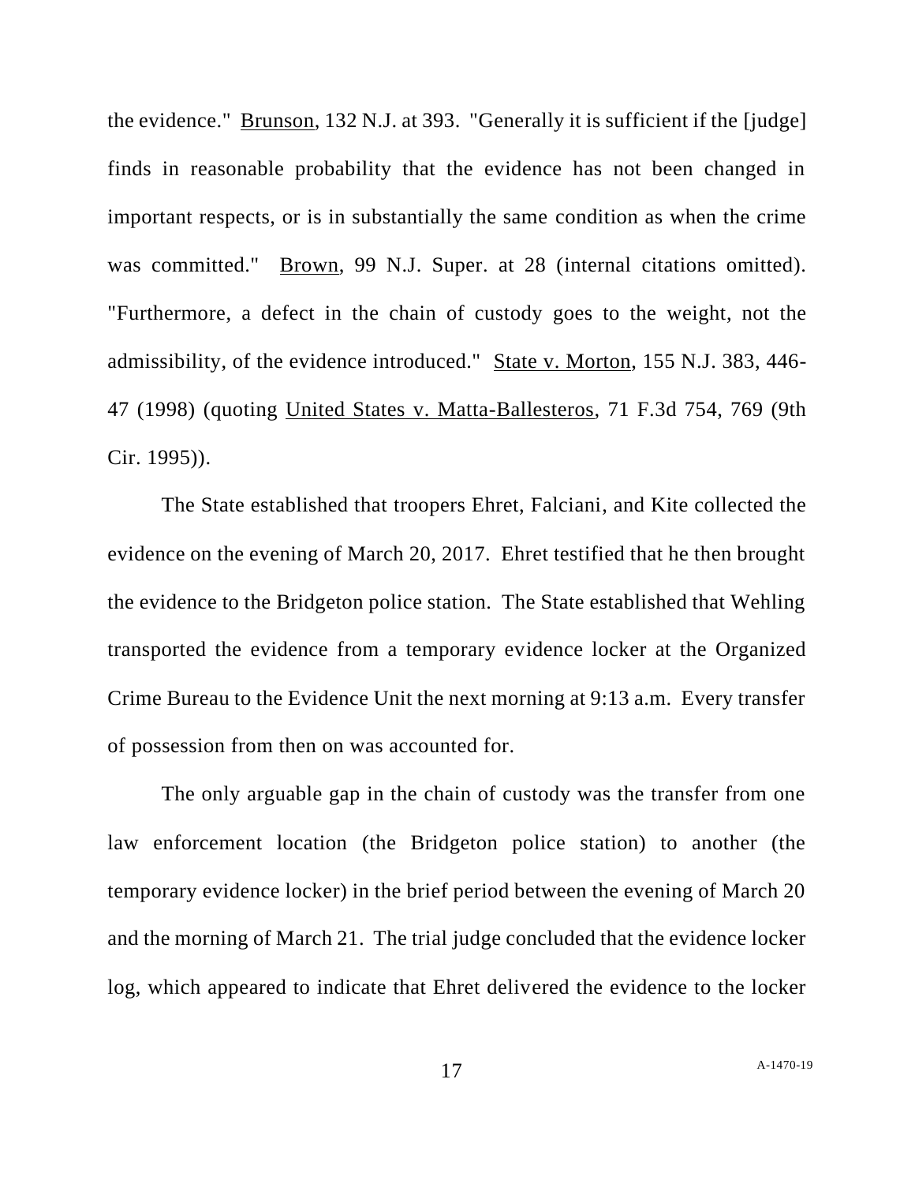the evidence." Brunson, 132 N.J. at 393. "Generally it is sufficient if the [judge] finds in reasonable probability that the evidence has not been changed in important respects, or is in substantially the same condition as when the crime was committed." Brown, 99 N.J. Super. at 28 (internal citations omitted). "Furthermore, a defect in the chain of custody goes to the weight, not the admissibility, of the evidence introduced." State v. Morton, 155 N.J. 383, 446-47 (1998) (quoting United States v. Matta-Ballesteros, 71 F.3d 754, 769 (9th Cir. 1995)).

The State established that troopers Ehret, Falciani, and Kite collected the evidence on the evening of March 20, 2017. Ehret testified that he then brought the evidence to the Bridgeton police station. The State established that Wehling transported the evidence from a temporary evidence locker at the Organized Crime Bureau to the Evidence Unit the next morning at 9:13 a.m. Every transfer of possession from then on was accounted for.

The only arguable gap in the chain of custody was the transfer from one law enforcement location (the Bridgeton police station) to another (the temporary evidence locker) in the brief period between the evening of March 20 and the morning of March 21. The trial judge concluded that the evidence locker log, which appeared to indicate that Ehret delivered the evidence to the locker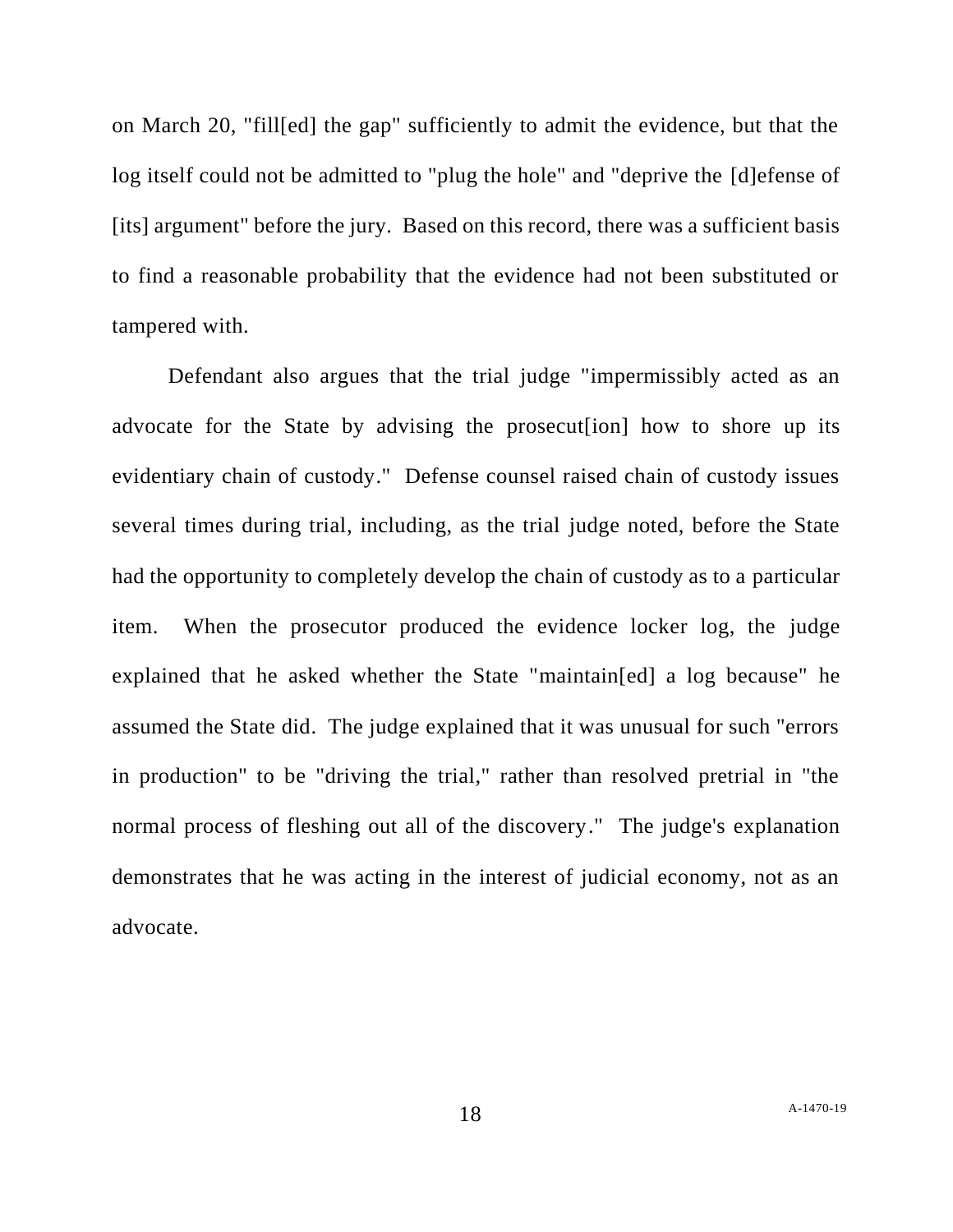on March 20, "fill[ed] the gap" sufficiently to admit the evidence, but that the log itself could not be admitted to "plug the hole" and "deprive the [d]efense of [its] argument" before the jury. Based on this record, there was a sufficient basis to find a reasonable probability that the evidence had not been substituted or tampered with.

Defendant also argues that the trial judge "impermissibly acted as an advocate for the State by advising the prosecut[ion] how to shore up its evidentiary chain of custody." Defense counsel raised chain of custody issues several times during trial, including, as the trial judge noted, before the State had the opportunity to completely develop the chain of custody as to a particular item. When the prosecutor produced the evidence locker log, the judge explained that he asked whether the State "maintain[ed] a log because" he assumed the State did. The judge explained that it was unusual for such "errors in production" to be "driving the trial," rather than resolved pretrial in "the normal process of fleshing out all of the discovery." The judge's explanation demonstrates that he was acting in the interest of judicial economy, not as an advocate.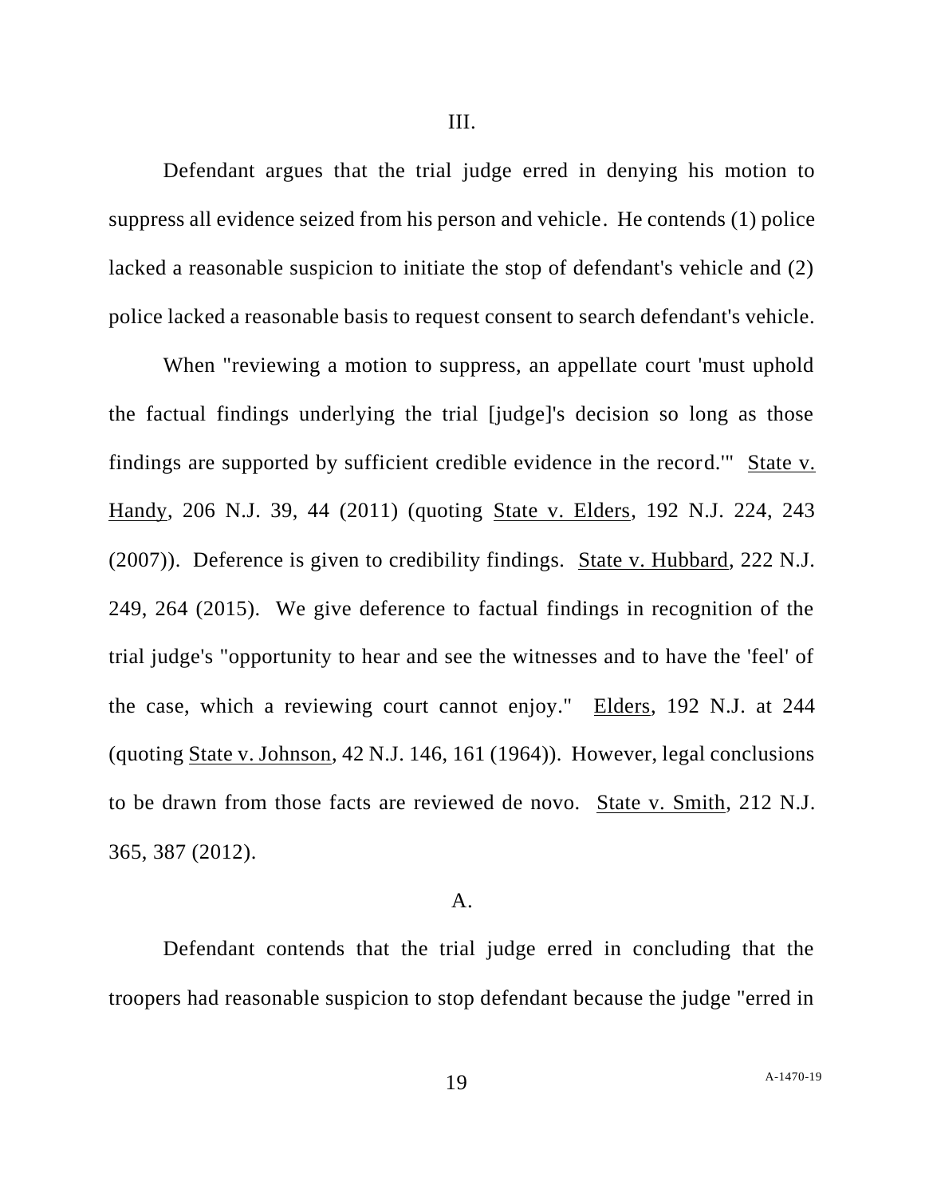III.

Defendant argues that the trial judge erred in denying his motion to suppress all evidence seized from his person and vehicle. He contends (1) police lacked a reasonable suspicion to initiate the stop of defendant's vehicle and (2) police lacked a reasonable basis to request consent to search defendant's vehicle.

When "reviewing a motion to suppress, an appellate court 'must uphold the factual findings underlying the trial [judge]'s decision so long as those findings are supported by sufficient credible evidence in the record.'" State v. Handy, 206 N.J. 39, 44 (2011) (quoting State v. Elders, 192 N.J. 224, 243 (2007)). Deference is given to credibility findings. State v. Hubbard, 222 N.J. 249, 264 (2015). We give deference to factual findings in recognition of the trial judge's "opportunity to hear and see the witnesses and to have the 'feel' of the case, which a reviewing court cannot enjoy." Elders, 192 N.J. at 244 (quoting State v. Johnson, 42 N.J. 146, 161 (1964)). However, legal conclusions to be drawn from those facts are reviewed de novo. State v. Smith, 212 N.J. 365, 387 (2012).

A.

Defendant contends that the trial judge erred in concluding that the troopers had reasonable suspicion to stop defendant because the judge "erred in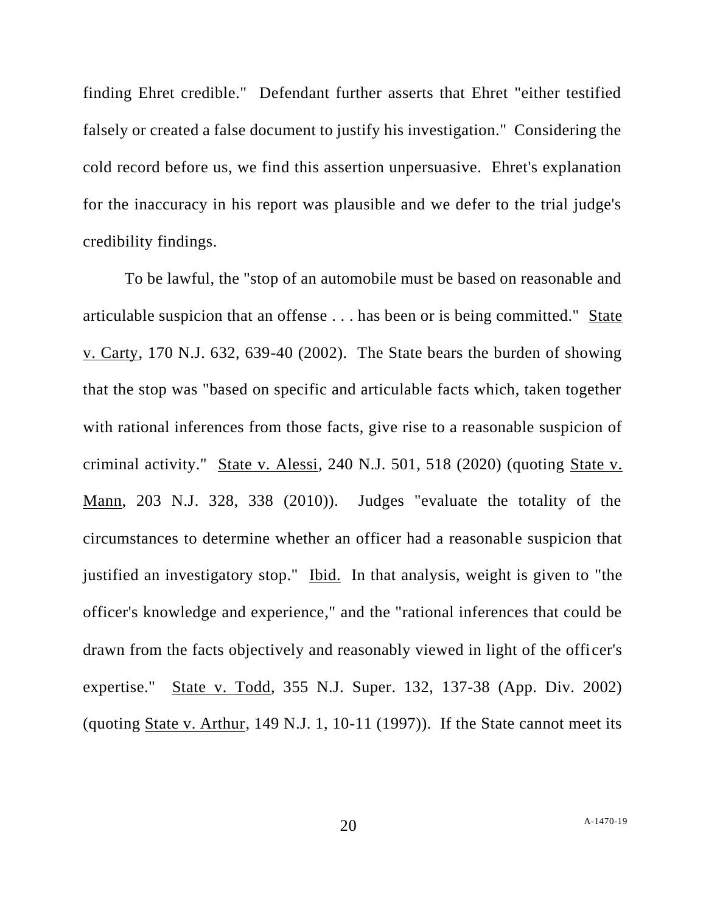finding Ehret credible." Defendant further asserts that Ehret "either testified falsely or created a false document to justify his investigation." Considering the cold record before us, we find this assertion unpersuasive. Ehret's explanation for the inaccuracy in his report was plausible and we defer to the trial judge's credibility findings.

To be lawful, the "stop of an automobile must be based on reasonable and articulable suspicion that an offense . . . has been or is being committed." State v. Carty, 170 N.J. 632, 639-40 (2002). The State bears the burden of showing that the stop was "based on specific and articulable facts which, taken together with rational inferences from those facts, give rise to a reasonable suspicion of criminal activity." State v. Alessi, 240 N.J. 501, 518 (2020) (quoting State v. Mann, 203 N.J. 328, 338 (2010)). Judges "evaluate the totality of the circumstances to determine whether an officer had a reasonable suspicion that justified an investigatory stop." Ibid. In that analysis, weight is given to "the officer's knowledge and experience," and the "rational inferences that could be drawn from the facts objectively and reasonably viewed in light of the officer's expertise." State v. Todd, 355 N.J. Super. 132, 137-38 (App. Div. 2002) (quoting State v. Arthur, 149 N.J. 1, 10-11 (1997)). If the State cannot meet its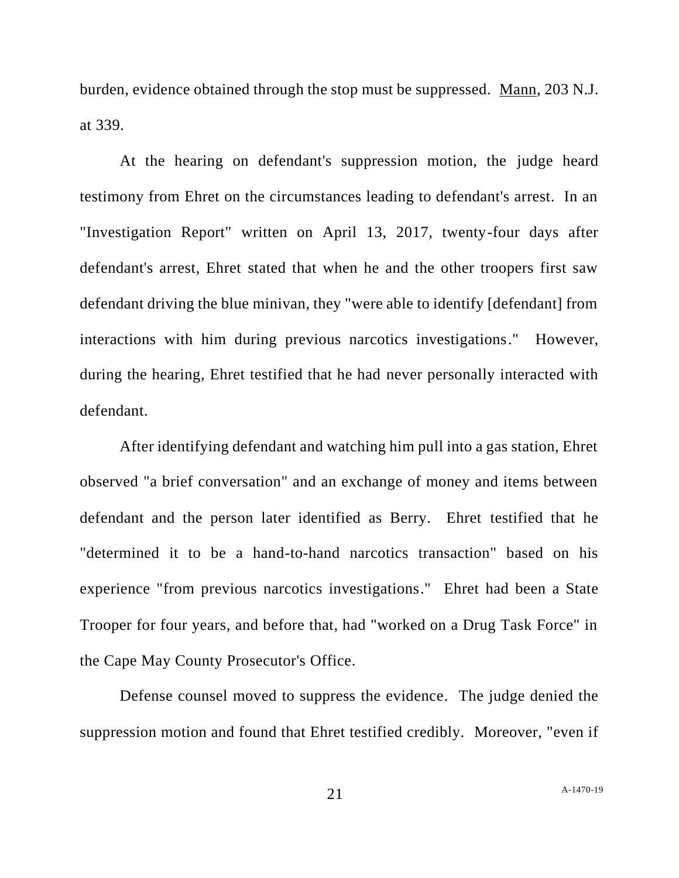burden, evidence obtained through the stop must be suppressed. Mann, 203 N.J. at 339.

At the hearing on defendant's suppression motion, the judge heard testimony from Ehret on the circumstances leading to defendant's arrest. In an "Investigation Report" written on April 13, 2017, twenty-four days after defendant's arrest, Ehret stated that when he and the other troopers first saw defendant driving the blue minivan, they "were able to identify [defendant] from interactions with him during previous narcotics investigations." However, during the hearing, Ehret testified that he had never personally interacted with defendant.

After identifying defendant and watching him pull into a gas station, Ehret observed "a brief conversation" and an exchange of money and items between defendant and the person later identified as Berry. Ehret testified that he "determined it to be a hand-to-hand narcotics transaction" based on his experience "from previous narcotics investigations." Ehret had been a State Trooper for four years, and before that, had "worked on a Drug Task Force" in the Cape May County Prosecutor's Office.

Defense counsel moved to suppress the evidence. The judge denied the suppression motion and found that Ehret testified credibly. Moreover, "even if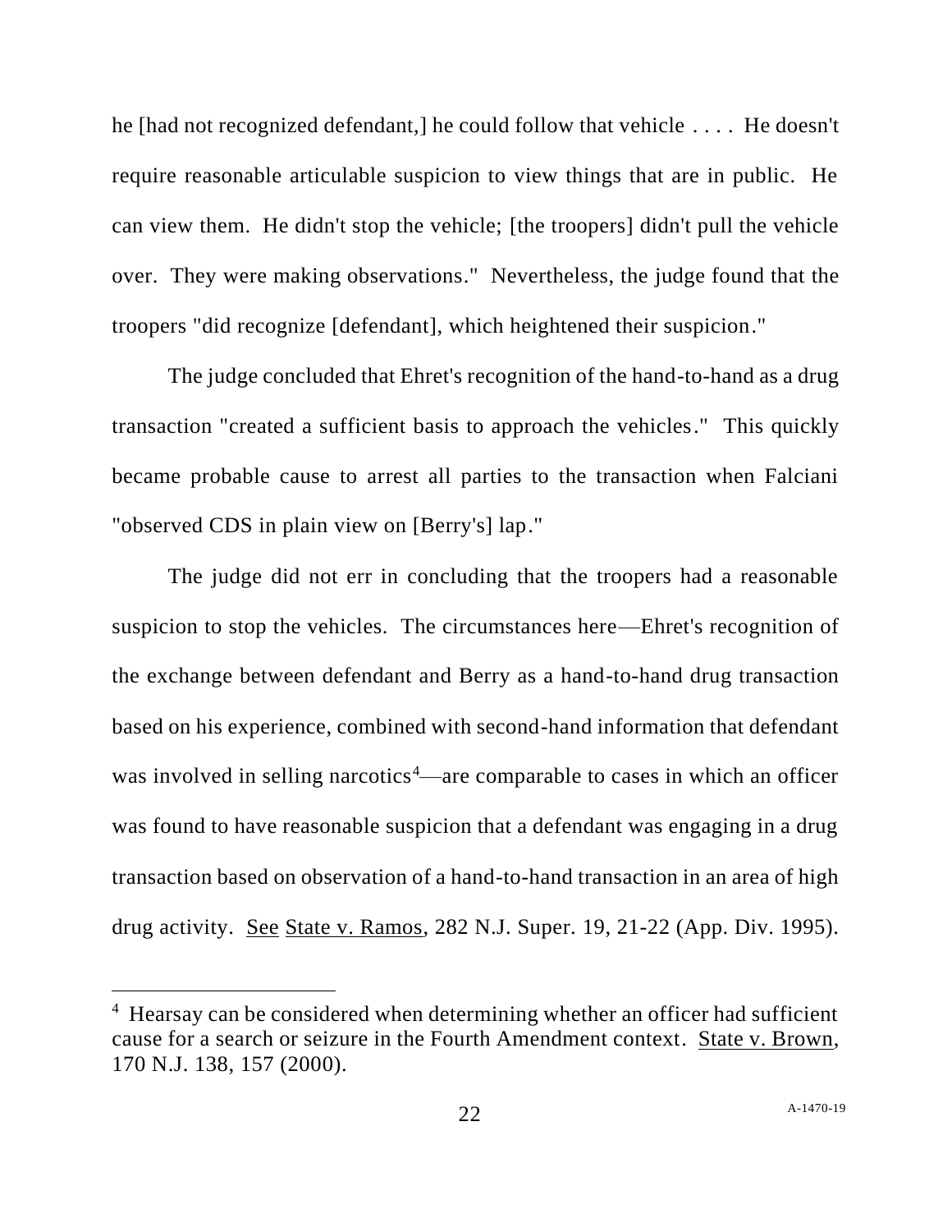he [had not recognized defendant,] he could follow that vehicle . . . . He doesn't require reasonable articulable suspicion to view things that are in public. He can view them. He didn't stop the vehicle; [the troopers] didn't pull the vehicle over. They were making observations." Nevertheless, the judge found that the troopers "did recognize [defendant], which heightened their suspicion."

The judge concluded that Ehret's recognition of the hand-to-hand as a drug transaction "created a sufficient basis to approach the vehicles." This quickly became probable cause to arrest all parties to the transaction when Falciani "observed CDS in plain view on [Berry's] lap."

The judge did not err in concluding that the troopers had a reasonable suspicion to stop the vehicles. The circumstances here—Ehret's recognition of the exchange between defendant and Berry as a hand-to-hand drug transaction based on his experience, combined with second-hand information that defendant was involved in selling narcotics[4]—are comparable to cases in which an officer was found to have reasonable suspicion that a defendant was engaging in a drug transaction based on observation of a hand-to-hand transaction in an area of high drug activity. See State v. Ramos, 282 N.J. Super. 19, 21-22 (App. Div. 1995).

---

[4] Hearsay can be considered when determining whether an officer had sufficient cause for a search or seizure in the Fourth Amendment context. State v. Brown, 170 N.J. 138, 157 (2000).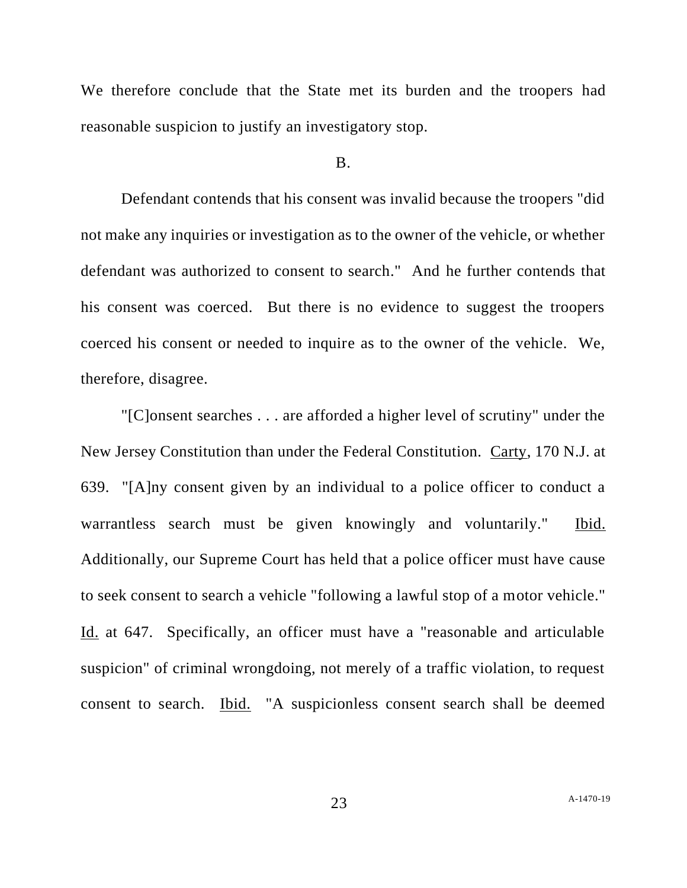We therefore conclude that the State met its burden and the troopers had reasonable suspicion to justify an investigatory stop.

B.

Defendant contends that his consent was invalid because the troopers "did not make any inquiries or investigation as to the owner of the vehicle, or whether defendant was authorized to consent to search." And he further contends that his consent was coerced. But there is no evidence to suggest the troopers coerced his consent or needed to inquire as to the owner of the vehicle. We, therefore, disagree.

"[C]onsent searches . . . are afforded a higher level of scrutiny" under the New Jersey Constitution than under the Federal Constitution. Carty, 170 N.J. at 639. "[A]ny consent given by an individual to a police officer to conduct a warrantless search must be given knowingly and voluntarily." Ibid. Additionally, our Supreme Court has held that a police officer must have cause to seek consent to search a vehicle "following a lawful stop of a motor vehicle." Id. at 647. Specifically, an officer must have a "reasonable and articulable suspicion" of criminal wrongdoing, not merely of a traffic violation, to request consent to search. Ibid. "A suspicionless consent search shall be deemed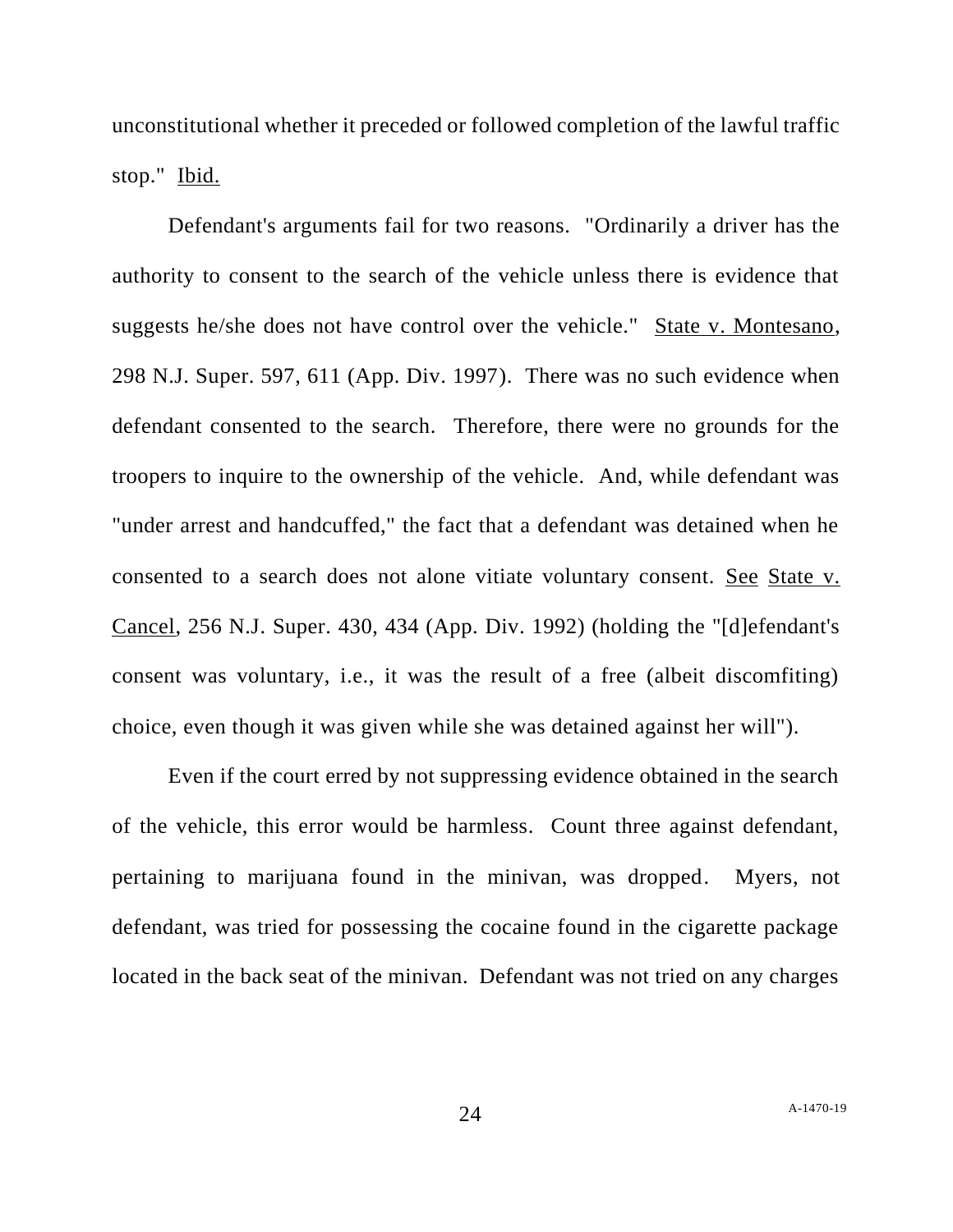unconstitutional whether it preceded or followed completion of the lawful traffic stop." Ibid.

Defendant's arguments fail for two reasons. "Ordinarily a driver has the authority to consent to the search of the vehicle unless there is evidence that suggests he/she does not have control over the vehicle." State v. Montesano, 298 N.J. Super. 597, 611 (App. Div. 1997). There was no such evidence when defendant consented to the search. Therefore, there were no grounds for the troopers to inquire to the ownership of the vehicle. And, while defendant was "under arrest and handcuffed," the fact that a defendant was detained when he consented to a search does not alone vitiate voluntary consent. See State v. Cancel, 256 N.J. Super. 430, 434 (App. Div. 1992) (holding the "[d]efendant's consent was voluntary, i.e., it was the result of a free (albeit discomfiting) choice, even though it was given while she was detained against her will").

Even if the court erred by not suppressing evidence obtained in the search of the vehicle, this error would be harmless. Count three against defendant, pertaining to marijuana found in the minivan, was dropped. Myers, not defendant, was tried for possessing the cocaine found in the cigarette package located in the back seat of the minivan. Defendant was not tried on any charges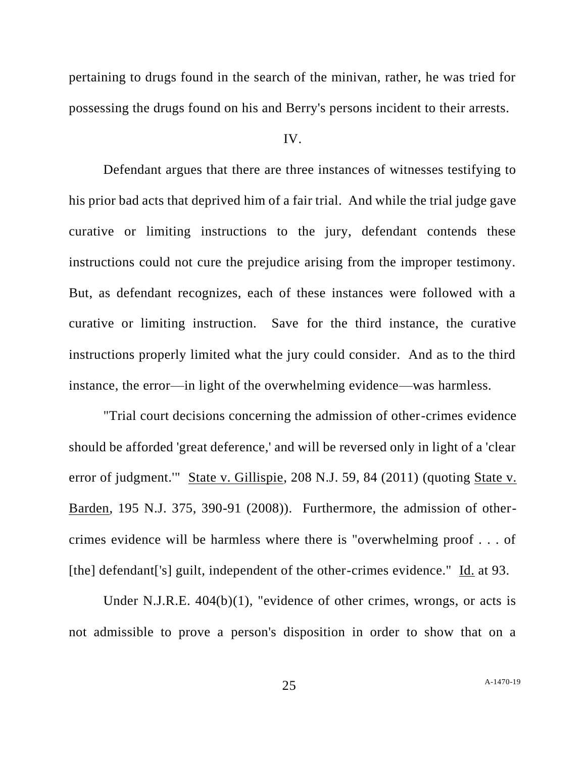pertaining to drugs found in the search of the minivan, rather, he was tried for possessing the drugs found on his and Berry's persons incident to their arrests.

IV.

Defendant argues that there are three instances of witnesses testifying to his prior bad acts that deprived him of a fair trial. And while the trial judge gave curative or limiting instructions to the jury, defendant contends these instructions could not cure the prejudice arising from the improper testimony. But, as defendant recognizes, each of these instances were followed with a curative or limiting instruction. Save for the third instance, the curative instructions properly limited what the jury could consider. And as to the third instance, the error—in light of the overwhelming evidence—was harmless.

"Trial court decisions concerning the admission of other-crimes evidence should be afforded 'great deference,' and will be reversed only in light of a 'clear error of judgment.'" State v. Gillispie, 208 N.J. 59, 84 (2011) (quoting State v. Barden, 195 N.J. 375, 390-91 (2008)). Furthermore, the admission of other-crimes evidence will be harmless where there is "overwhelming proof . . . of [the] defendant['s] guilt, independent of the other-crimes evidence." Id. at 93.

Under N.J.R.E. 404(b)(1), "evidence of other crimes, wrongs, or acts is not admissible to prove a person's disposition in order to show that on a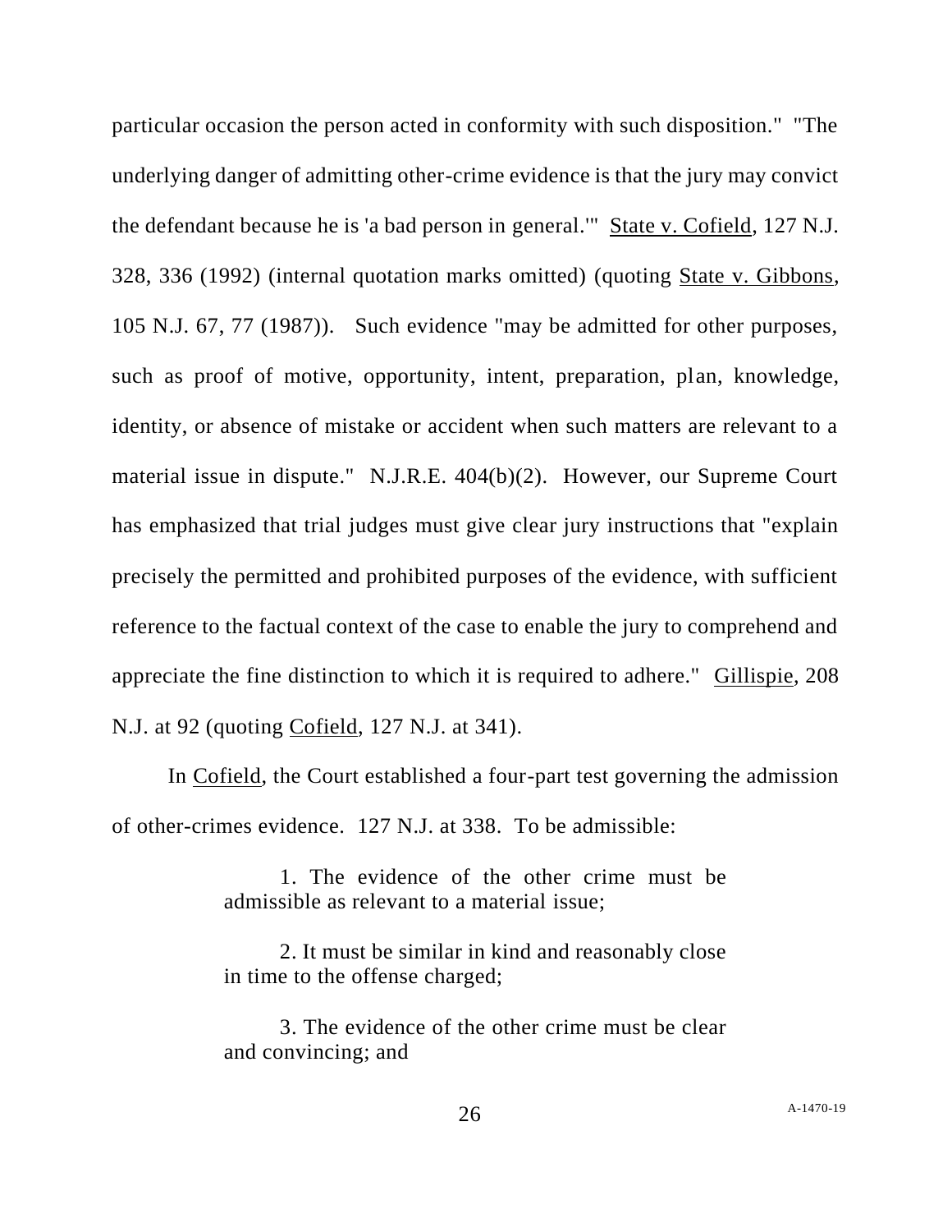particular occasion the person acted in conformity with such disposition." "The underlying danger of admitting other-crime evidence is that the jury may convict the defendant because he is 'a bad person in general.'" State v. Cofield, 127 N.J. 328, 336 (1992) (internal quotation marks omitted) (quoting State v. Gibbons, 105 N.J. 67, 77 (1987)). Such evidence "may be admitted for other purposes, such as proof of motive, opportunity, intent, preparation, plan, knowledge, identity, or absence of mistake or accident when such matters are relevant to a material issue in dispute." N.J.R.E. 404(b)(2). However, our Supreme Court has emphasized that trial judges must give clear jury instructions that "explain precisely the permitted and prohibited purposes of the evidence, with sufficient reference to the factual context of the case to enable the jury to comprehend and appreciate the fine distinction to which it is required to adhere." Gillispie, 208 N.J. at 92 (quoting Cofield, 127 N.J. at 341).

In Cofield, the Court established a four-part test governing the admission of other-crimes evidence. 127 N.J. at 338. To be admissible:

> 1. The evidence of the other crime must be admissible as relevant to a material issue;
>
> 2. It must be similar in kind and reasonably close in time to the offense charged;
>
> 3. The evidence of the other crime must be clear and convincing; and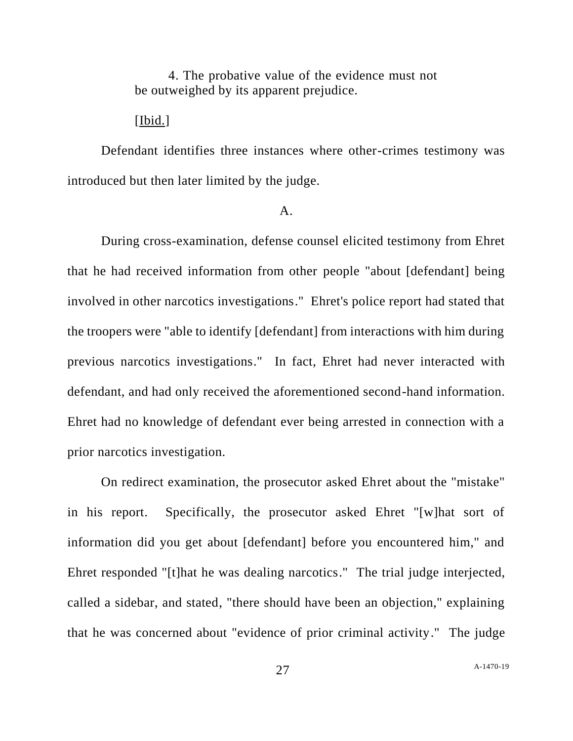4. The probative value of the evidence must not be outweighed by its apparent prejudice.

[Ibid.]

Defendant identifies three instances where other-crimes testimony was introduced but then later limited by the judge.

A.

During cross-examination, defense counsel elicited testimony from Ehret that he had received information from other people "about [defendant] being involved in other narcotics investigations." Ehret's police report had stated that the troopers were "able to identify [defendant] from interactions with him during previous narcotics investigations." In fact, Ehret had never interacted with defendant, and had only received the aforementioned second-hand information. Ehret had no knowledge of defendant ever being arrested in connection with a prior narcotics investigation.

On redirect examination, the prosecutor asked Ehret about the "mistake" in his report. Specifically, the prosecutor asked Ehret "[w]hat sort of information did you get about [defendant] before you encountered him," and Ehret responded "[t]hat he was dealing narcotics." The trial judge interjected, called a sidebar, and stated, "there should have been an objection," explaining that he was concerned about "evidence of prior criminal activity." The judge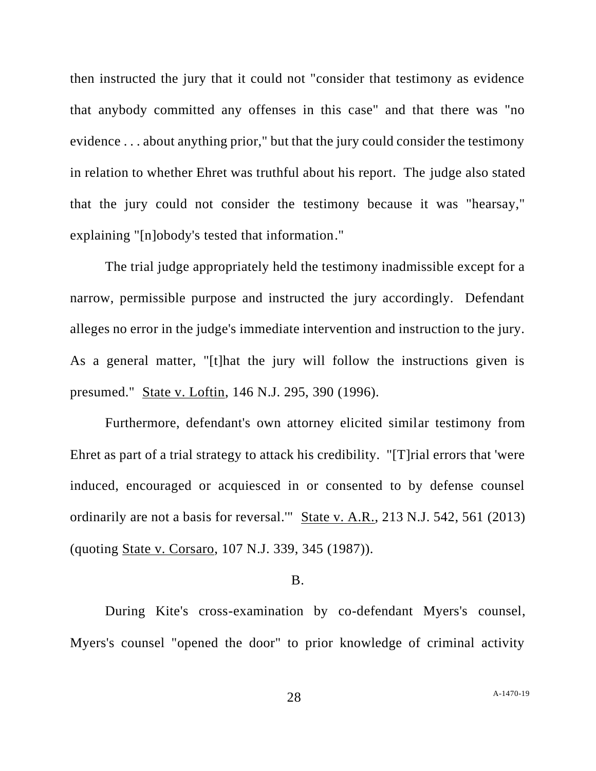then instructed the jury that it could not "consider that testimony as evidence that anybody committed any offenses in this case" and that there was "no evidence . . . about anything prior," but that the jury could consider the testimony in relation to whether Ehret was truthful about his report. The judge also stated that the jury could not consider the testimony because it was "hearsay," explaining "[n]obody's tested that information."

The trial judge appropriately held the testimony inadmissible except for a narrow, permissible purpose and instructed the jury accordingly. Defendant alleges no error in the judge's immediate intervention and instruction to the jury. As a general matter, "[t]hat the jury will follow the instructions given is presumed." State v. Loftin, 146 N.J. 295, 390 (1996).

Furthermore, defendant's own attorney elicited similar testimony from Ehret as part of a trial strategy to attack his credibility. "[T]rial errors that 'were induced, encouraged or acquiesced in or consented to by defense counsel ordinarily are not a basis for reversal.'" State v. A.R., 213 N.J. 542, 561 (2013) (quoting State v. Corsaro, 107 N.J. 339, 345 (1987)).

B.

During Kite's cross-examination by co-defendant Myers's counsel, Myers's counsel "opened the door" to prior knowledge of criminal activity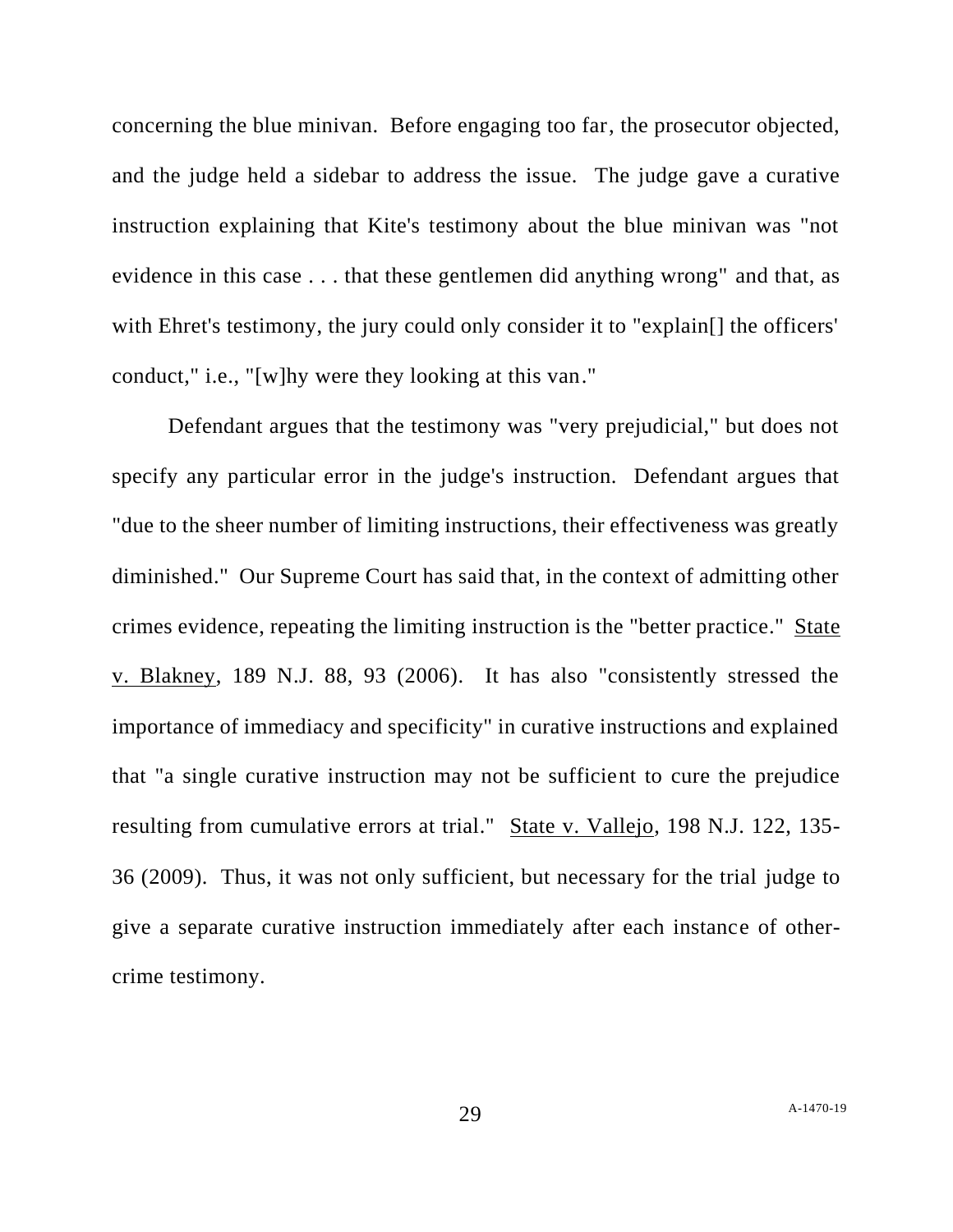concerning the blue minivan. Before engaging too far, the prosecutor objected, and the judge held a sidebar to address the issue. The judge gave a curative instruction explaining that Kite's testimony about the blue minivan was "not evidence in this case . . . that these gentlemen did anything wrong" and that, as with Ehret's testimony, the jury could only consider it to "explain[] the officers' conduct," i.e., "[w]hy were they looking at this van."

Defendant argues that the testimony was "very prejudicial," but does not specify any particular error in the judge's instruction. Defendant argues that "due to the sheer number of limiting instructions, their effectiveness was greatly diminished." Our Supreme Court has said that, in the context of admitting other crimes evidence, repeating the limiting instruction is the "better practice." State v. Blakney, 189 N.J. 88, 93 (2006). It has also "consistently stressed the importance of immediacy and specificity" in curative instructions and explained that "a single curative instruction may not be sufficient to cure the prejudice resulting from cumulative errors at trial." State v. Vallejo, 198 N.J. 122, 135-36 (2009). Thus, it was not only sufficient, but necessary for the trial judge to give a separate curative instruction immediately after each instance of other-crime testimony.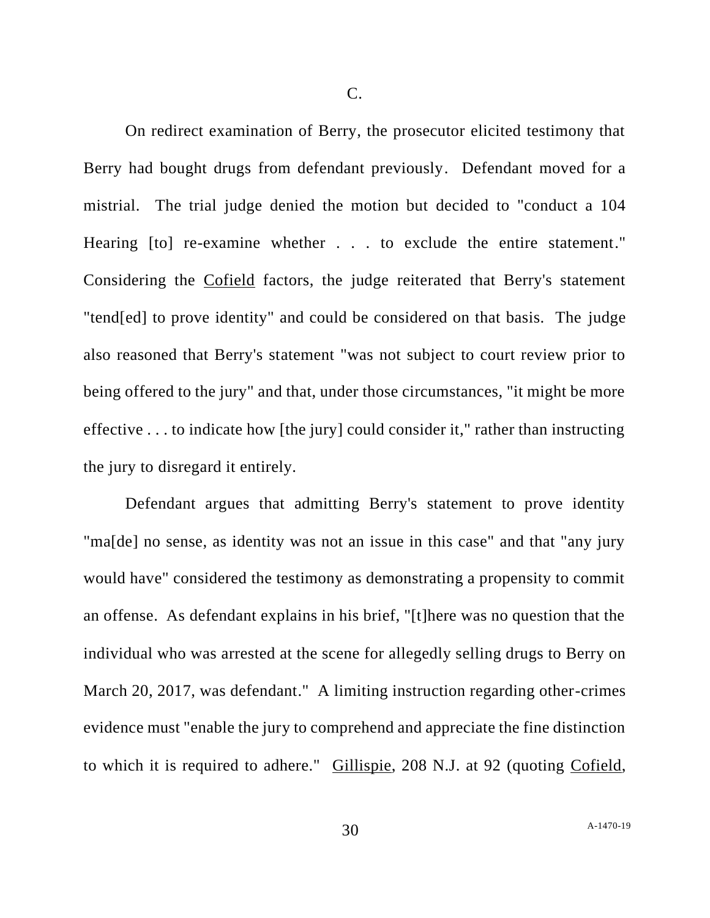C.

On redirect examination of Berry, the prosecutor elicited testimony that Berry had bought drugs from defendant previously. Defendant moved for a mistrial. The trial judge denied the motion but decided to "conduct a 104 Hearing [to] re-examine whether . . . to exclude the entire statement." Considering the Cofield factors, the judge reiterated that Berry's statement "tend[ed] to prove identity" and could be considered on that basis. The judge also reasoned that Berry's statement "was not subject to court review prior to being offered to the jury" and that, under those circumstances, "it might be more effective . . . to indicate how [the jury] could consider it," rather than instructing the jury to disregard it entirely.

Defendant argues that admitting Berry's statement to prove identity "ma[de] no sense, as identity was not an issue in this case" and that "any jury would have" considered the testimony as demonstrating a propensity to commit an offense. As defendant explains in his brief, "[t]here was no question that the individual who was arrested at the scene for allegedly selling drugs to Berry on March 20, 2017, was defendant." A limiting instruction regarding other-crimes evidence must "enable the jury to comprehend and appreciate the fine distinction to which it is required to adhere." Gillispie, 208 N.J. at 92 (quoting Cofield,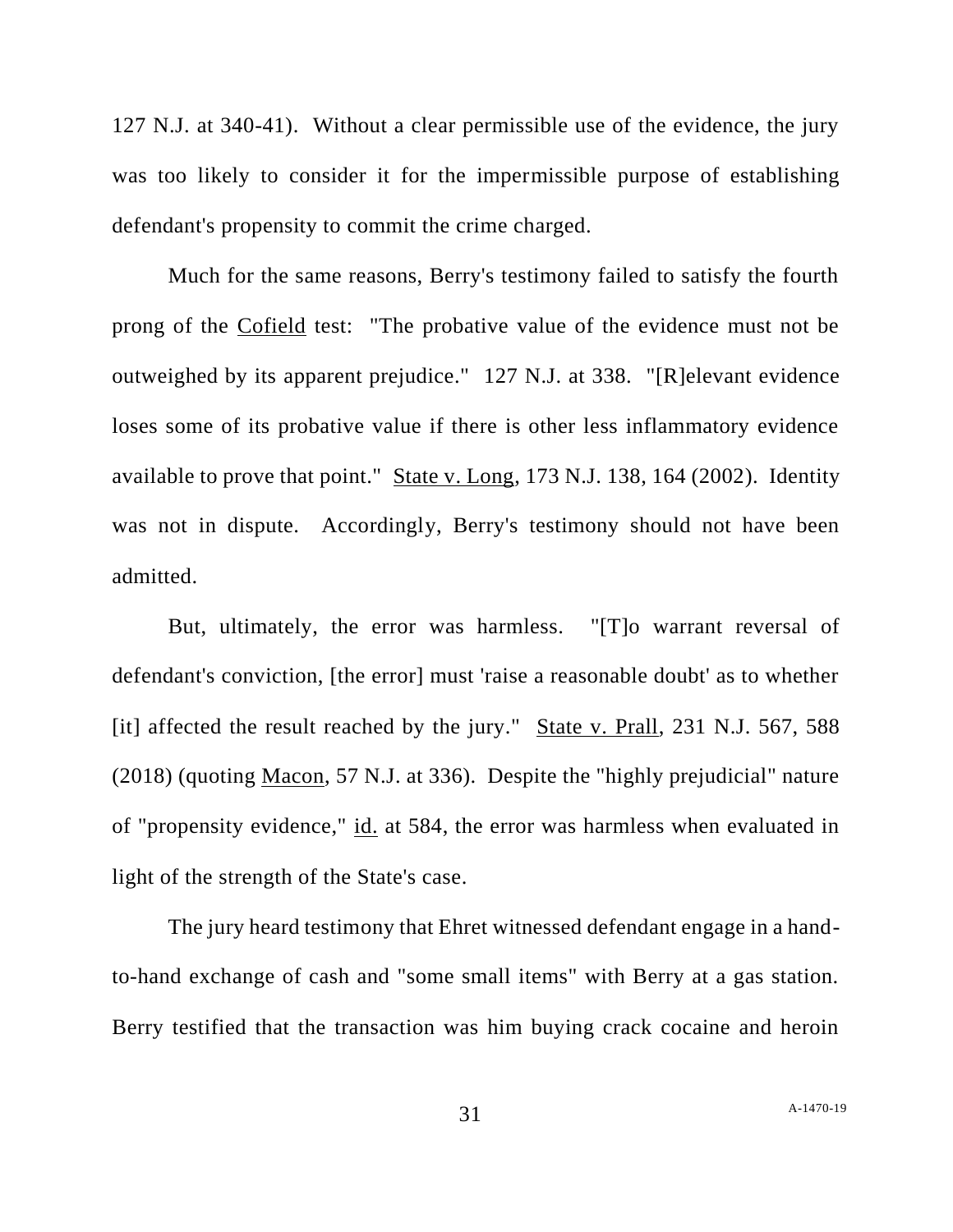127 N.J. at 340-41). Without a clear permissible use of the evidence, the jury was too likely to consider it for the impermissible purpose of establishing defendant's propensity to commit the crime charged.

Much for the same reasons, Berry's testimony failed to satisfy the fourth prong of the Cofield test: "The probative value of the evidence must not be outweighed by its apparent prejudice." 127 N.J. at 338. "[R]elevant evidence loses some of its probative value if there is other less inflammatory evidence available to prove that point." State v. Long, 173 N.J. 138, 164 (2002). Identity was not in dispute. Accordingly, Berry's testimony should not have been admitted.

But, ultimately, the error was harmless. "[T]o warrant reversal of defendant's conviction, [the error] must 'raise a reasonable doubt' as to whether [it] affected the result reached by the jury." State v. Prall, 231 N.J. 567, 588 (2018) (quoting Macon, 57 N.J. at 336). Despite the "highly prejudicial" nature of "propensity evidence," id. at 584, the error was harmless when evaluated in light of the strength of the State's case.

The jury heard testimony that Ehret witnessed defendant engage in a hand-to-hand exchange of cash and "some small items" with Berry at a gas station. Berry testified that the transaction was him buying crack cocaine and heroin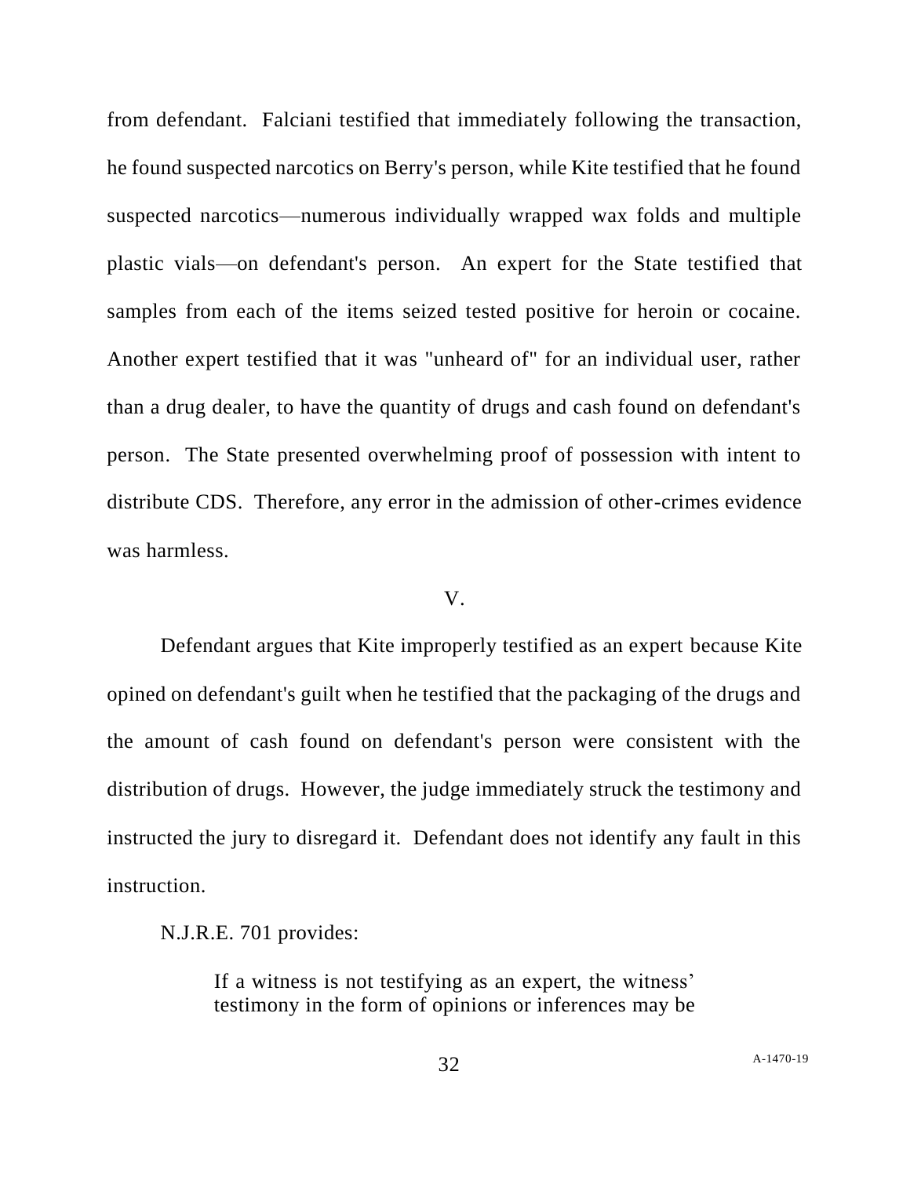from defendant. Falciani testified that immediately following the transaction, he found suspected narcotics on Berry's person, while Kite testified that he found suspected narcotics—numerous individually wrapped wax folds and multiple plastic vials—on defendant's person. An expert for the State testified that samples from each of the items seized tested positive for heroin or cocaine. Another expert testified that it was "unheard of" for an individual user, rather than a drug dealer, to have the quantity of drugs and cash found on defendant's person. The State presented overwhelming proof of possession with intent to distribute CDS. Therefore, any error in the admission of other-crimes evidence was harmless.

## V.

Defendant argues that Kite improperly testified as an expert because Kite opined on defendant's guilt when he testified that the packaging of the drugs and the amount of cash found on defendant's person were consistent with the distribution of drugs. However, the judge immediately struck the testimony and instructed the jury to disregard it. Defendant does not identify any fault in this instruction.

N.J.R.E. 701 provides:

> If a witness is not testifying as an expert, the witness' testimony in the form of opinions or inferences may be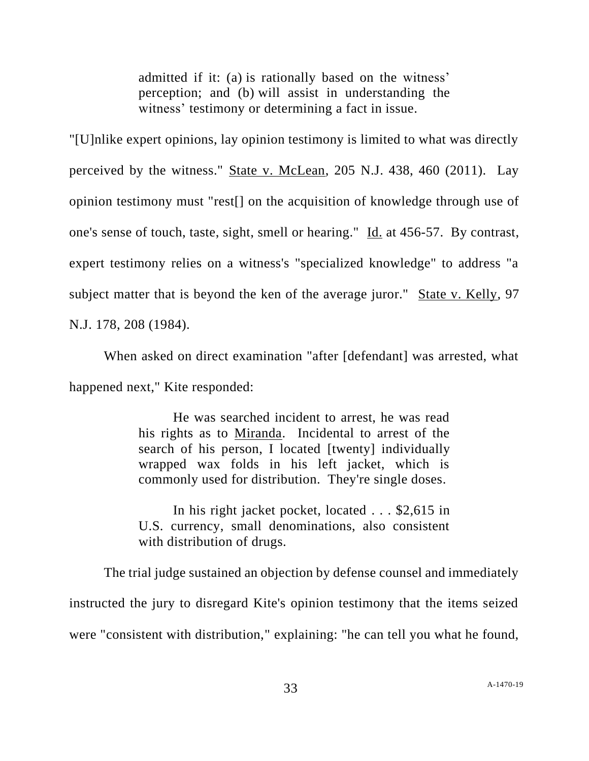> admitted if it: (a) is rationally based on the witness' perception; and (b) will assist in understanding the witness' testimony or determining a fact in issue.

"[U]nlike expert opinions, lay opinion testimony is limited to what was directly perceived by the witness." State v. McLean, 205 N.J. 438, 460 (2011). Lay opinion testimony must "rest[] on the acquisition of knowledge through use of one's sense of touch, taste, sight, smell or hearing." Id. at 456-57. By contrast, expert testimony relies on a witness's "specialized knowledge" to address "a subject matter that is beyond the ken of the average juror." State v. Kelly, 97 N.J. 178, 208 (1984).

When asked on direct examination "after [defendant] was arrested, what happened next," Kite responded:

> He was searched incident to arrest, he was read his rights as to Miranda. Incidental to arrest of the search of his person, I located [twenty] individually wrapped wax folds in his left jacket, which is commonly used for distribution. They're single doses.
>
> In his right jacket pocket, located . . . $2,615 in U.S. currency, small denominations, also consistent with distribution of drugs.

The trial judge sustained an objection by defense counsel and immediately instructed the jury to disregard Kite's opinion testimony that the items seized were "consistent with distribution," explaining: "he can tell you what he found,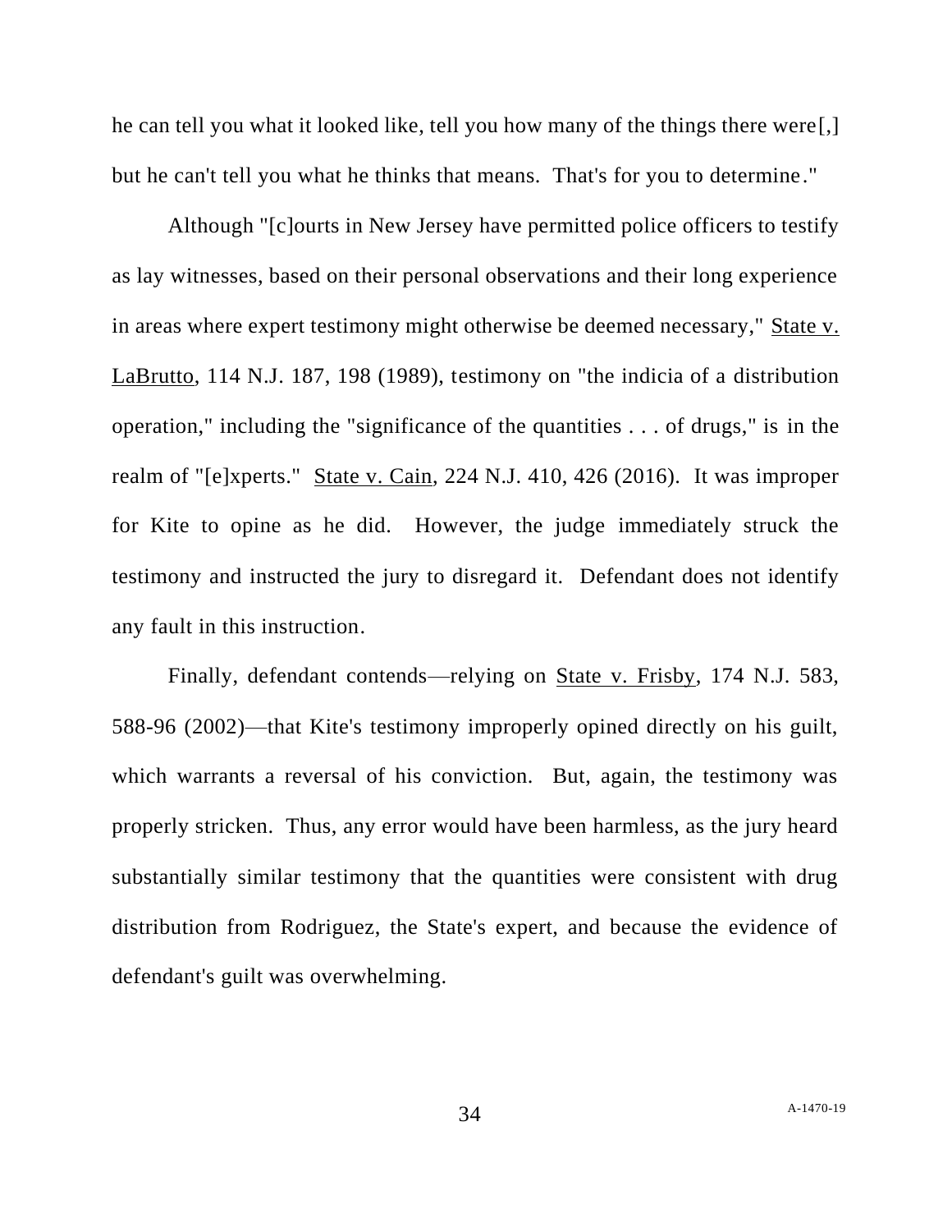he can tell you what it looked like, tell you how many of the things there were[,] but he can't tell you what he thinks that means. That's for you to determine."

Although "[c]ourts in New Jersey have permitted police officers to testify as lay witnesses, based on their personal observations and their long experience in areas where expert testimony might otherwise be deemed necessary," State v. LaBrutto, 114 N.J. 187, 198 (1989), testimony on "the indicia of a distribution operation," including the "significance of the quantities . . . of drugs," is in the realm of "[e]xperts." State v. Cain, 224 N.J. 410, 426 (2016). It was improper for Kite to opine as he did. However, the judge immediately struck the testimony and instructed the jury to disregard it. Defendant does not identify any fault in this instruction.

Finally, defendant contends—relying on State v. Frisby, 174 N.J. 583, 588-96 (2002)—that Kite's testimony improperly opined directly on his guilt, which warrants a reversal of his conviction. But, again, the testimony was properly stricken. Thus, any error would have been harmless, as the jury heard substantially similar testimony that the quantities were consistent with drug distribution from Rodriguez, the State's expert, and because the evidence of defendant's guilt was overwhelming.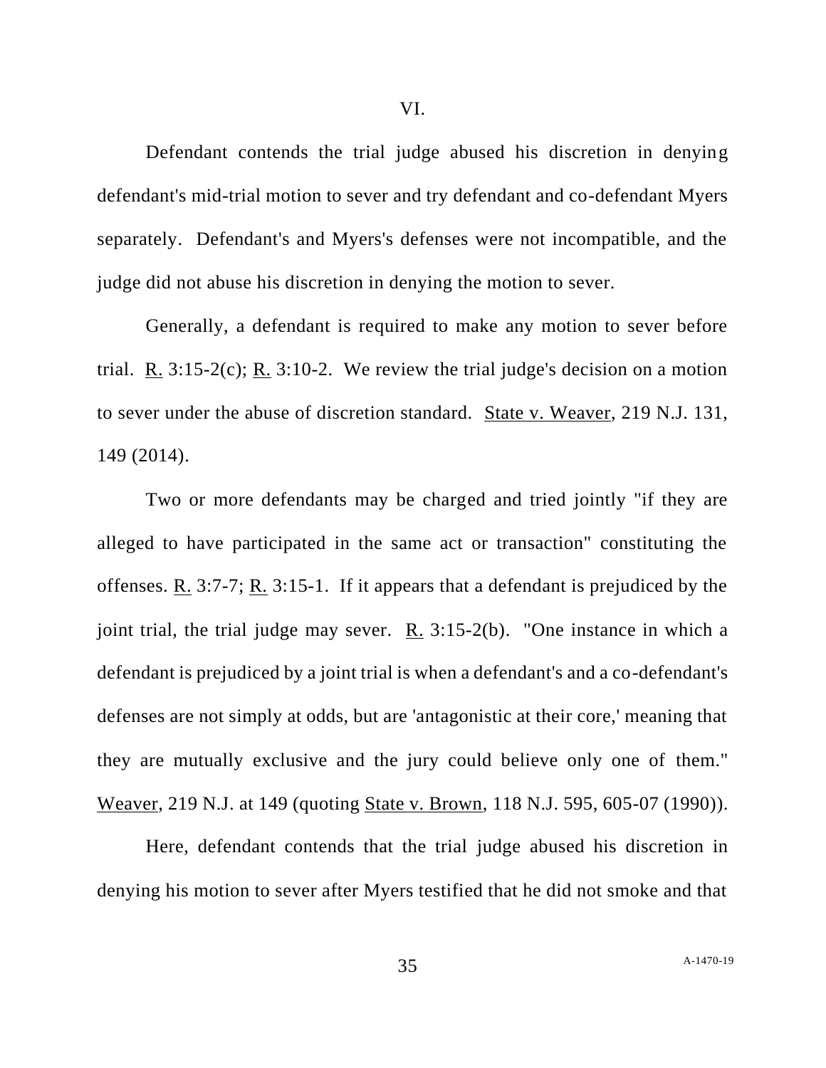VI.

Defendant contends the trial judge abused his discretion in denying defendant's mid-trial motion to sever and try defendant and co-defendant Myers separately. Defendant's and Myers's defenses were not incompatible, and the judge did not abuse his discretion in denying the motion to sever.

Generally, a defendant is required to make any motion to sever before trial. R. 3:15-2(c); R. 3:10-2. We review the trial judge's decision on a motion to sever under the abuse of discretion standard. State v. Weaver, 219 N.J. 131, 149 (2014).

Two or more defendants may be charged and tried jointly "if they are alleged to have participated in the same act or transaction" constituting the offenses. R. 3:7-7; R. 3:15-1. If it appears that a defendant is prejudiced by the joint trial, the trial judge may sever. R. 3:15-2(b). "One instance in which a defendant is prejudiced by a joint trial is when a defendant's and a co-defendant's defenses are not simply at odds, but are 'antagonistic at their core,' meaning that they are mutually exclusive and the jury could believe only one of them." Weaver, 219 N.J. at 149 (quoting State v. Brown, 118 N.J. 595, 605-07 (1990)).

Here, defendant contends that the trial judge abused his discretion in denying his motion to sever after Myers testified that he did not smoke and that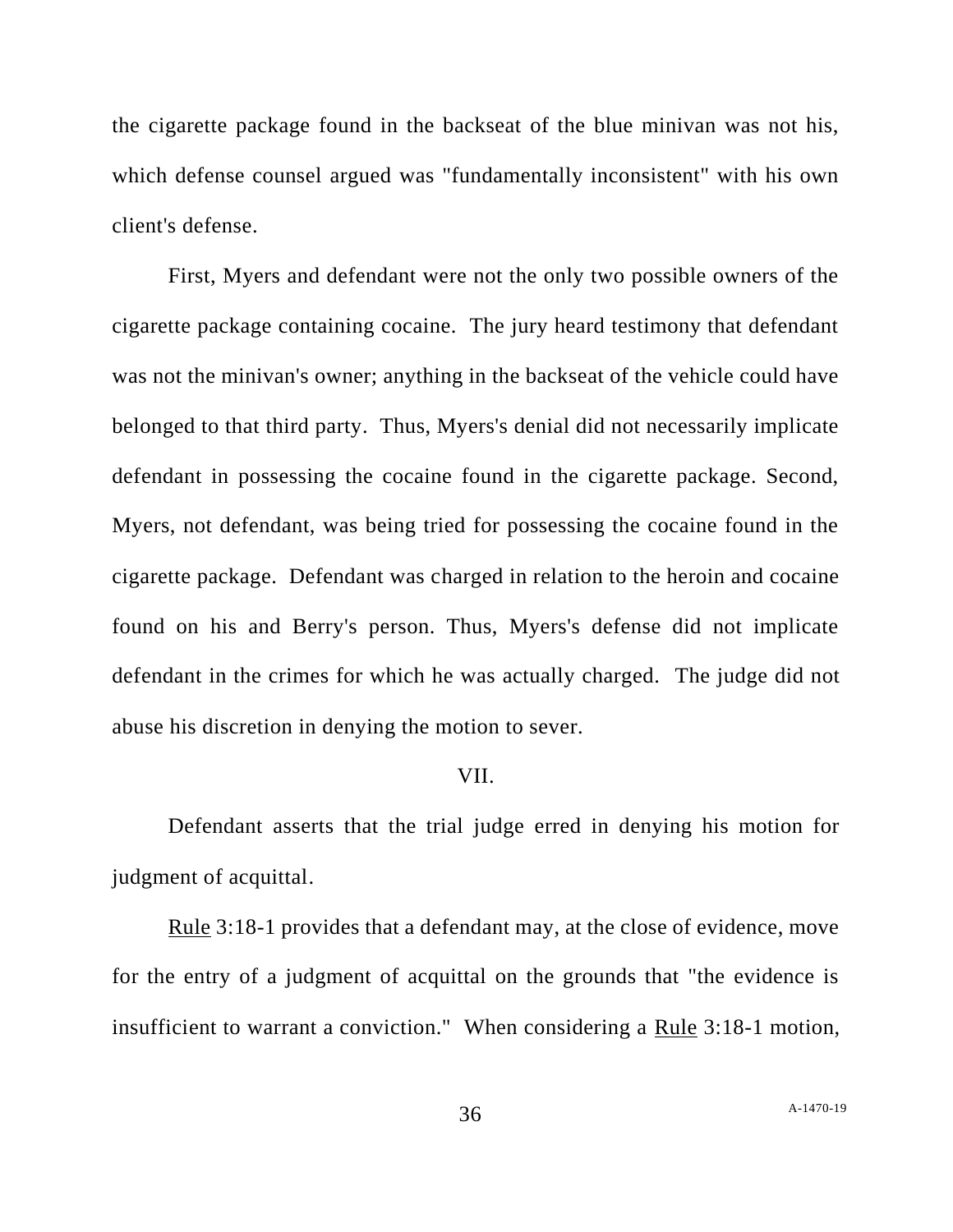the cigarette package found in the backseat of the blue minivan was not his, which defense counsel argued was "fundamentally inconsistent" with his own client's defense.

First, Myers and defendant were not the only two possible owners of the cigarette package containing cocaine. The jury heard testimony that defendant was not the minivan's owner; anything in the backseat of the vehicle could have belonged to that third party. Thus, Myers's denial did not necessarily implicate defendant in possessing the cocaine found in the cigarette package. Second, Myers, not defendant, was being tried for possessing the cocaine found in the cigarette package. Defendant was charged in relation to the heroin and cocaine found on his and Berry's person. Thus, Myers's defense did not implicate defendant in the crimes for which he was actually charged. The judge did not abuse his discretion in denying the motion to sever.

## VII.

Defendant asserts that the trial judge erred in denying his motion for judgment of acquittal.

Rule 3:18-1 provides that a defendant may, at the close of evidence, move for the entry of a judgment of acquittal on the grounds that "the evidence is insufficient to warrant a conviction." When considering a Rule 3:18-1 motion,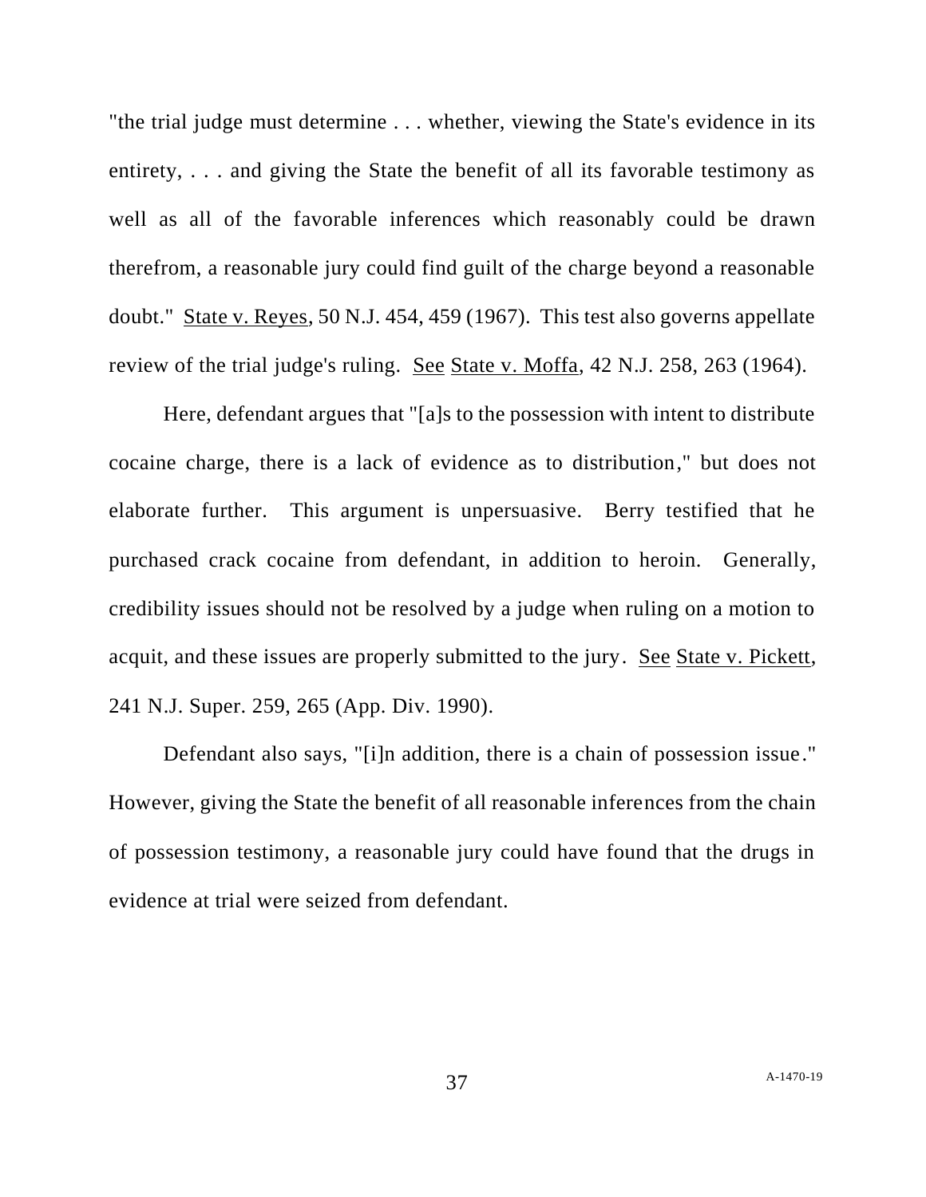"the trial judge must determine . . . whether, viewing the State's evidence in its entirety, . . . and giving the State the benefit of all its favorable testimony as well as all of the favorable inferences which reasonably could be drawn therefrom, a reasonable jury could find guilt of the charge beyond a reasonable doubt." State v. Reyes, 50 N.J. 454, 459 (1967). This test also governs appellate review of the trial judge's ruling. See State v. Moffa, 42 N.J. 258, 263 (1964).

Here, defendant argues that "[a]s to the possession with intent to distribute cocaine charge, there is a lack of evidence as to distribution," but does not elaborate further. This argument is unpersuasive. Berry testified that he purchased crack cocaine from defendant, in addition to heroin. Generally, credibility issues should not be resolved by a judge when ruling on a motion to acquit, and these issues are properly submitted to the jury. See State v. Pickett, 241 N.J. Super. 259, 265 (App. Div. 1990).

Defendant also says, "[i]n addition, there is a chain of possession issue." However, giving the State the benefit of all reasonable inferences from the chain of possession testimony, a reasonable jury could have found that the drugs in evidence at trial were seized from defendant.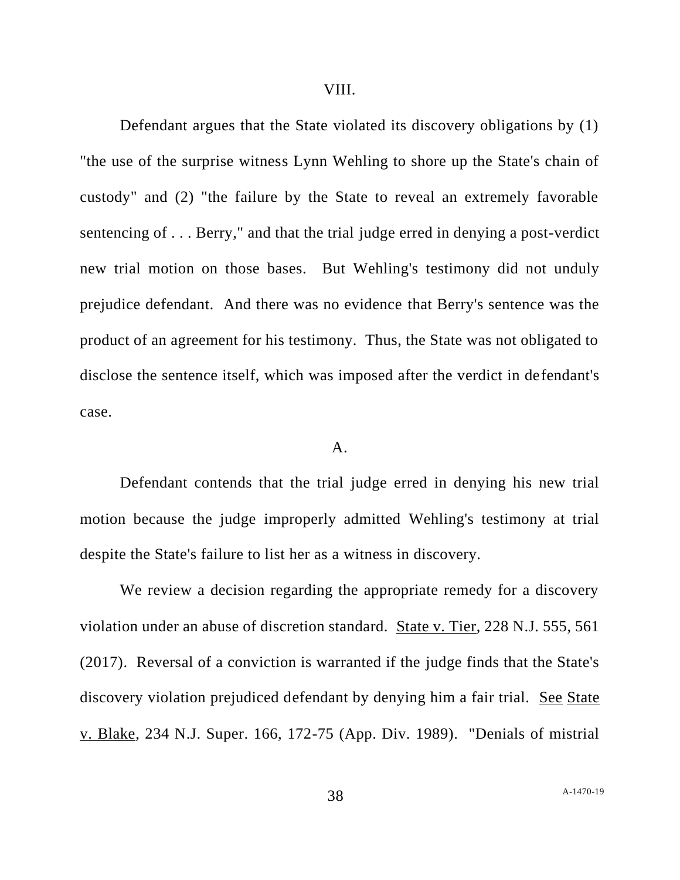## VIII.

Defendant argues that the State violated its discovery obligations by (1) "the use of the surprise witness Lynn Wehling to shore up the State's chain of custody" and (2) "the failure by the State to reveal an extremely favorable sentencing of . . . Berry," and that the trial judge erred in denying a post-verdict new trial motion on those bases. But Wehling's testimony did not unduly prejudice defendant. And there was no evidence that Berry's sentence was the product of an agreement for his testimony. Thus, the State was not obligated to disclose the sentence itself, which was imposed after the verdict in defendant's case.

### A.

Defendant contends that the trial judge erred in denying his new trial motion because the judge improperly admitted Wehling's testimony at trial despite the State's failure to list her as a witness in discovery.

We review a decision regarding the appropriate remedy for a discovery violation under an abuse of discretion standard. State v. Tier, 228 N.J. 555, 561 (2017). Reversal of a conviction is warranted if the judge finds that the State's discovery violation prejudiced defendant by denying him a fair trial. See State v. Blake, 234 N.J. Super. 166, 172-75 (App. Div. 1989). "Denials of mistrial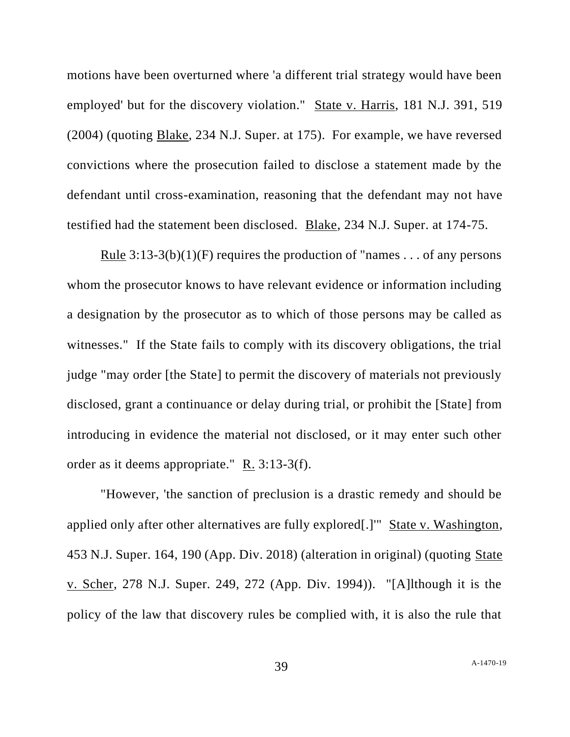motions have been overturned where 'a different trial strategy would have been employed' but for the discovery violation." State v. Harris, 181 N.J. 391, 519 (2004) (quoting Blake, 234 N.J. Super. at 175). For example, we have reversed convictions where the prosecution failed to disclose a statement made by the defendant until cross-examination, reasoning that the defendant may not have testified had the statement been disclosed. Blake, 234 N.J. Super. at 174-75.

Rule 3:13-3(b)(1)(F) requires the production of "names . . . of any persons whom the prosecutor knows to have relevant evidence or information including a designation by the prosecutor as to which of those persons may be called as witnesses." If the State fails to comply with its discovery obligations, the trial judge "may order [the State] to permit the discovery of materials not previously disclosed, grant a continuance or delay during trial, or prohibit the [State] from introducing in evidence the material not disclosed, or it may enter such other order as it deems appropriate." R. 3:13-3(f).

"However, 'the sanction of preclusion is a drastic remedy and should be applied only after other alternatives are fully explored[.]'" State v. Washington, 453 N.J. Super. 164, 190 (App. Div. 2018) (alteration in original) (quoting State v. Scher, 278 N.J. Super. 249, 272 (App. Div. 1994)). "[A]lthough it is the policy of the law that discovery rules be complied with, it is also the rule that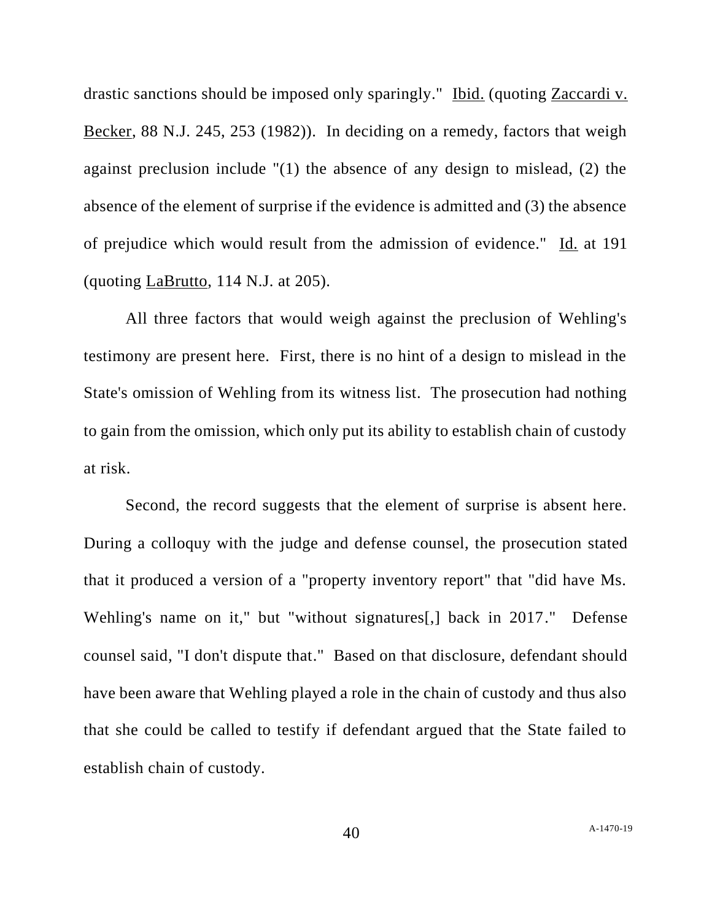drastic sanctions should be imposed only sparingly." Ibid. (quoting Zaccardi v. Becker, 88 N.J. 245, 253 (1982)). In deciding on a remedy, factors that weigh against preclusion include "(1) the absence of any design to mislead, (2) the absence of the element of surprise if the evidence is admitted and (3) the absence of prejudice which would result from the admission of evidence." Id. at 191 (quoting LaBrutto, 114 N.J. at 205).

All three factors that would weigh against the preclusion of Wehling's testimony are present here. First, there is no hint of a design to mislead in the State's omission of Wehling from its witness list. The prosecution had nothing to gain from the omission, which only put its ability to establish chain of custody at risk.

Second, the record suggests that the element of surprise is absent here. During a colloquy with the judge and defense counsel, the prosecution stated that it produced a version of a "property inventory report" that "did have Ms. Wehling's name on it," but "without signatures[,] back in 2017." Defense counsel said, "I don't dispute that." Based on that disclosure, defendant should have been aware that Wehling played a role in the chain of custody and thus also that she could be called to testify if defendant argued that the State failed to establish chain of custody.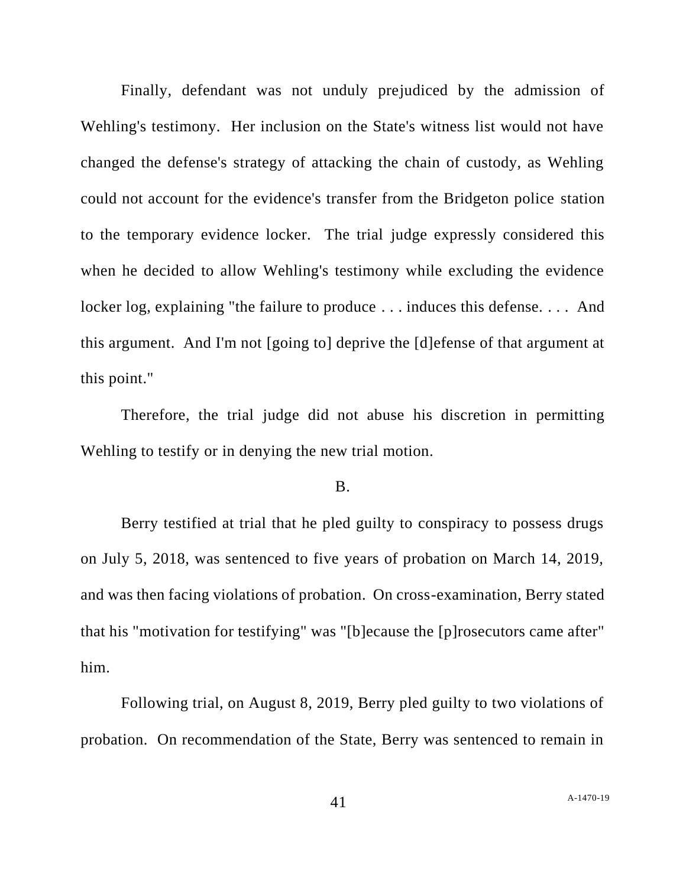Finally, defendant was not unduly prejudiced by the admission of Wehling's testimony. Her inclusion on the State's witness list would not have changed the defense's strategy of attacking the chain of custody, as Wehling could not account for the evidence's transfer from the Bridgeton police station to the temporary evidence locker. The trial judge expressly considered this when he decided to allow Wehling's testimony while excluding the evidence locker log, explaining "the failure to produce . . . induces this defense. . . . And this argument. And I'm not [going to] deprive the [d]efense of that argument at this point."

Therefore, the trial judge did not abuse his discretion in permitting Wehling to testify or in denying the new trial motion.

B.

Berry testified at trial that he pled guilty to conspiracy to possess drugs on July 5, 2018, was sentenced to five years of probation on March 14, 2019, and was then facing violations of probation. On cross-examination, Berry stated that his "motivation for testifying" was "[b]ecause the [p]rosecutors came after" him.

Following trial, on August 8, 2019, Berry pled guilty to two violations of probation. On recommendation of the State, Berry was sentenced to remain in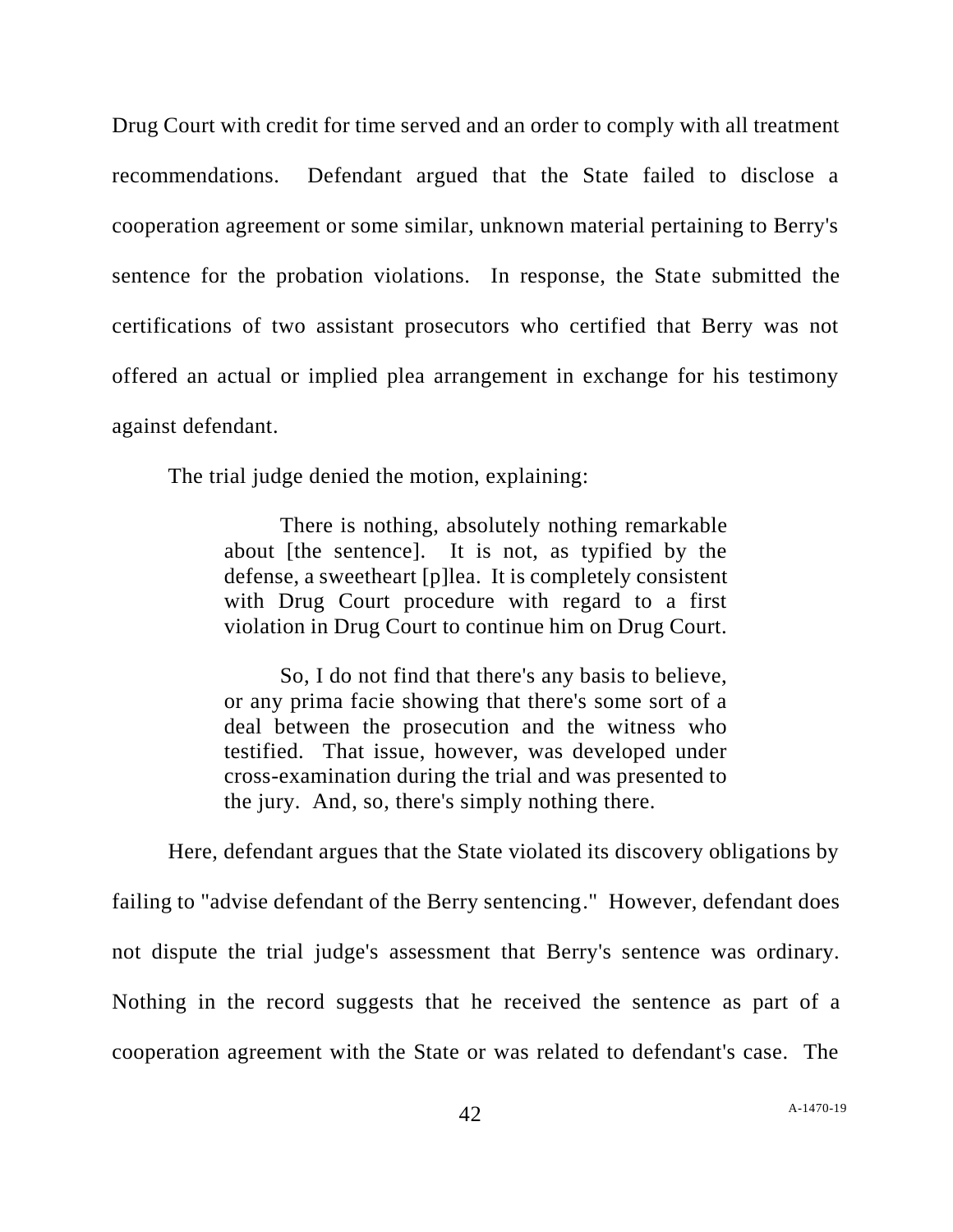Drug Court with credit for time served and an order to comply with all treatment recommendations. Defendant argued that the State failed to disclose a cooperation agreement or some similar, unknown material pertaining to Berry's sentence for the probation violations. In response, the State submitted the certifications of two assistant prosecutors who certified that Berry was not offered an actual or implied plea arrangement in exchange for his testimony against defendant.

The trial judge denied the motion, explaining:

> There is nothing, absolutely nothing remarkable about [the sentence]. It is not, as typified by the defense, a sweetheart [p]lea. It is completely consistent with Drug Court procedure with regard to a first violation in Drug Court to continue him on Drug Court.
>
> So, I do not find that there's any basis to believe, or any prima facie showing that there's some sort of a deal between the prosecution and the witness who testified. That issue, however, was developed under cross-examination during the trial and was presented to the jury. And, so, there's simply nothing there.

Here, defendant argues that the State violated its discovery obligations by failing to "advise defendant of the Berry sentencing." However, defendant does not dispute the trial judge's assessment that Berry's sentence was ordinary. Nothing in the record suggests that he received the sentence as part of a cooperation agreement with the State or was related to defendant's case. The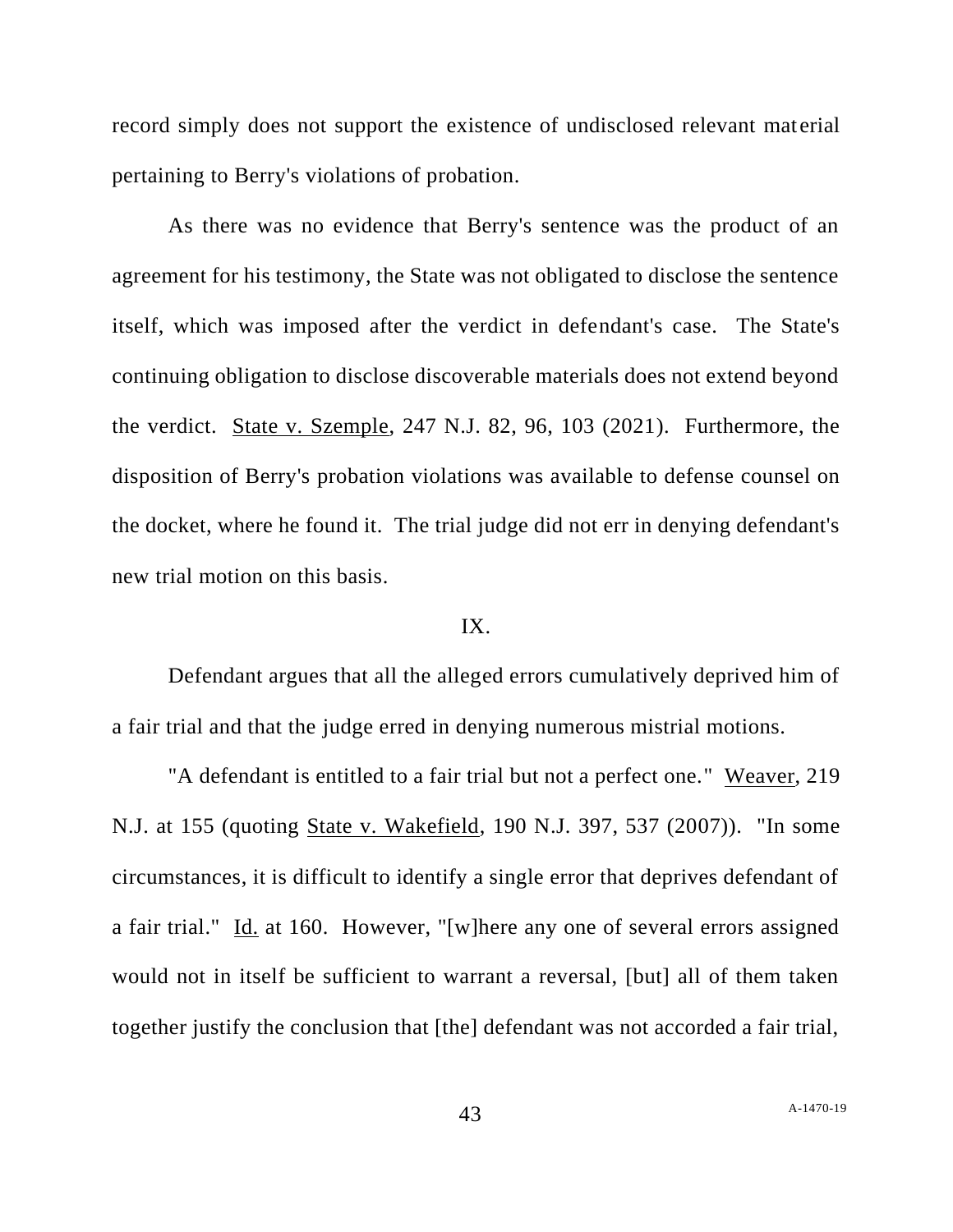record simply does not support the existence of undisclosed relevant material pertaining to Berry's violations of probation.

As there was no evidence that Berry's sentence was the product of an agreement for his testimony, the State was not obligated to disclose the sentence itself, which was imposed after the verdict in defendant's case. The State's continuing obligation to disclose discoverable materials does not extend beyond the verdict. State v. Szemple, 247 N.J. 82, 96, 103 (2021). Furthermore, the disposition of Berry's probation violations was available to defense counsel on the docket, where he found it. The trial judge did not err in denying defendant's new trial motion on this basis.

IX.

Defendant argues that all the alleged errors cumulatively deprived him of a fair trial and that the judge erred in denying numerous mistrial motions.

"A defendant is entitled to a fair trial but not a perfect one." Weaver, 219 N.J. at 155 (quoting State v. Wakefield, 190 N.J. 397, 537 (2007)). "In some circumstances, it is difficult to identify a single error that deprives defendant of a fair trial." Id. at 160. However, "[w]here any one of several errors assigned would not in itself be sufficient to warrant a reversal, [but] all of them taken together justify the conclusion that [the] defendant was not accorded a fair trial,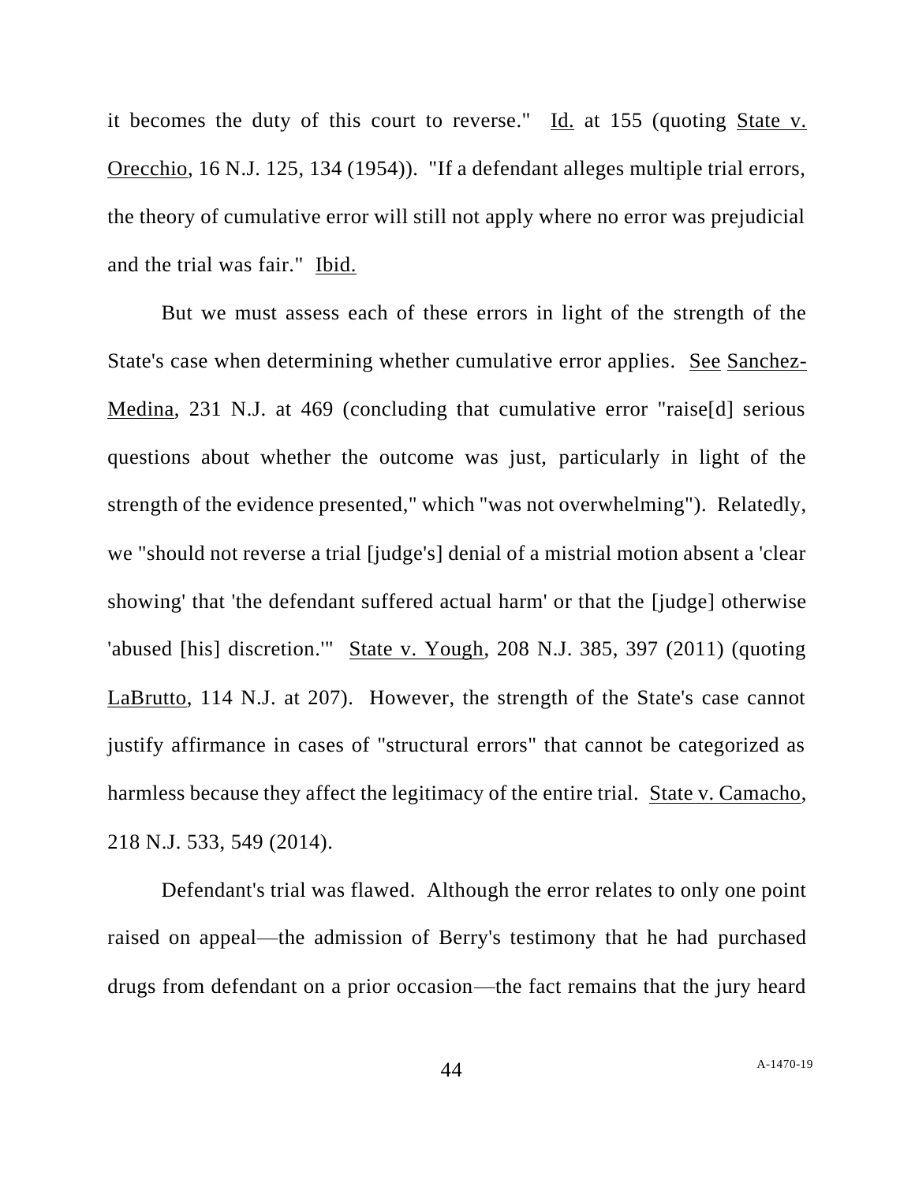it becomes the duty of this court to reverse." Id. at 155 (quoting State v. Orecchio, 16 N.J. 125, 134 (1954)). "If a defendant alleges multiple trial errors, the theory of cumulative error will still not apply where no error was prejudicial and the trial was fair." Ibid.

But we must assess each of these errors in light of the strength of the State's case when determining whether cumulative error applies. See Sanchez-Medina, 231 N.J. at 469 (concluding that cumulative error "raise[d] serious questions about whether the outcome was just, particularly in light of the strength of the evidence presented," which "was not overwhelming"). Relatedly, we "should not reverse a trial [judge's] denial of a mistrial motion absent a 'clear showing' that 'the defendant suffered actual harm' or that the [judge] otherwise 'abused [his] discretion.'" State v. Yough, 208 N.J. 385, 397 (2011) (quoting LaBrutto, 114 N.J. at 207). However, the strength of the State's case cannot justify affirmance in cases of "structural errors" that cannot be categorized as harmless because they affect the legitimacy of the entire trial. State v. Camacho, 218 N.J. 533, 549 (2014).

Defendant's trial was flawed. Although the error relates to only one point raised on appeal—the admission of Berry's testimony that he had purchased drugs from defendant on a prior occasion—the fact remains that the jury heard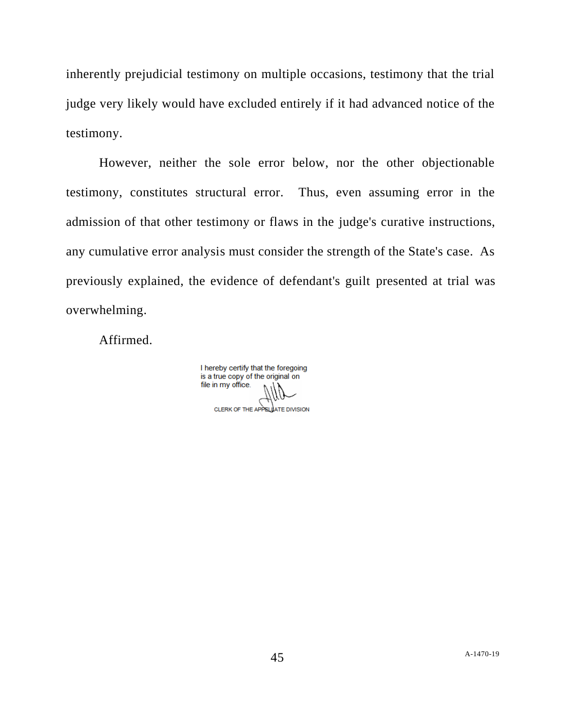inherently prejudicial testimony on multiple occasions, testimony that the trial judge very likely would have excluded entirely if it had advanced notice of the testimony.

However, neither the sole error below, nor the other objectionable testimony, constitutes structural error. Thus, even assuming error in the admission of that other testimony or flaws in the judge's curative instructions, any cumulative error analysis must consider the strength of the State's case. As previously explained, the evidence of defendant's guilt presented at trial was overwhelming.

Affirmed.

I hereby certify that the foregoing is a true copy of the original on file in my office.

CLERK OF THE APPELLATE DIVISION